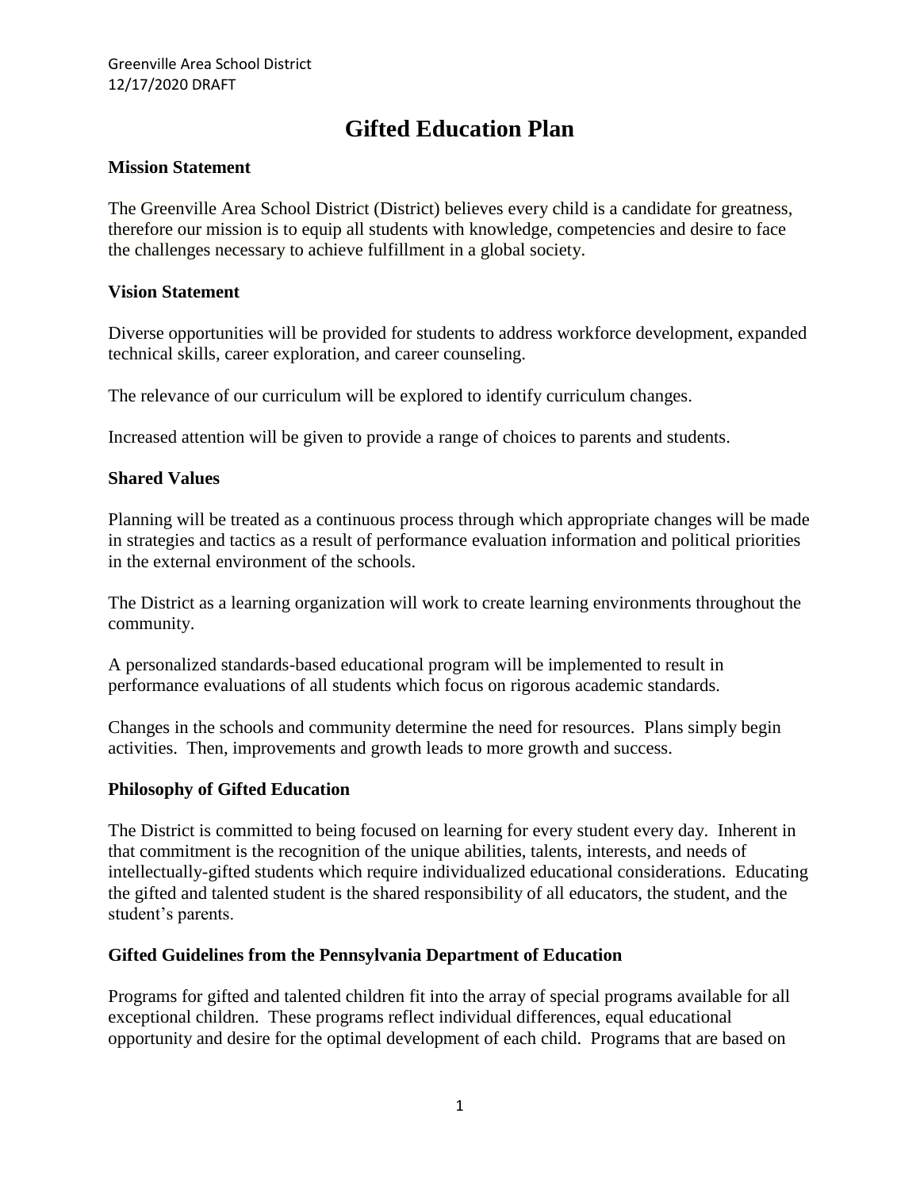# Gifted Education Plan

## Mission Statement

The Greenville Area School District (District) believes every child is a candidate for greatness, therefore our mission is to equip all students with knowledge, competencies and desire to face the challenges necessary to achieve fulfillment in a global society.

## Vision Statement

Diverse opportunities will be provided for students to address workforce development, expanded technical skills, career exploration, and career counseling.

The relevance of our curriculum will be explored to identify curriculum changes.

Increased attention will be given to provide a range of choices to parents and students.

## Shared Values

Planning will be treated as a continuous process through which appropriate changes will be made in strategies and tactics as a result of performance evaluation information and political priorities in the external environment of the schools.

The District as a learning organization will work to create learning environments throughout the community.

A personalized standards-based educational program will be implemented to result in performance evaluations of all students which focus on rigorous academic standards.

Changes in the schools and community determine the need for resources. Plans simply begin activities. Then, improvements and growth leads to more growth and success.

## Philosophy of Gifted Education

The District is committed to being focused on learning for every student every day. Inherent in that commitment is the recognition of the unique abilities, talents, interests, and needs of intellectually-gifted students which require individualized educational considerations. Educating the gifted and talented student is the shared responsibility of all educators, the student, and the student's parents.

## Gifted Guidelines from the Pennsylvania Department of Education

Programs for gifted and talented children fit into the array of special programs available for all exceptional children. These programs reflect individual differences, equal educational opportunity and desire for the optimal development of each child. Programs that are based on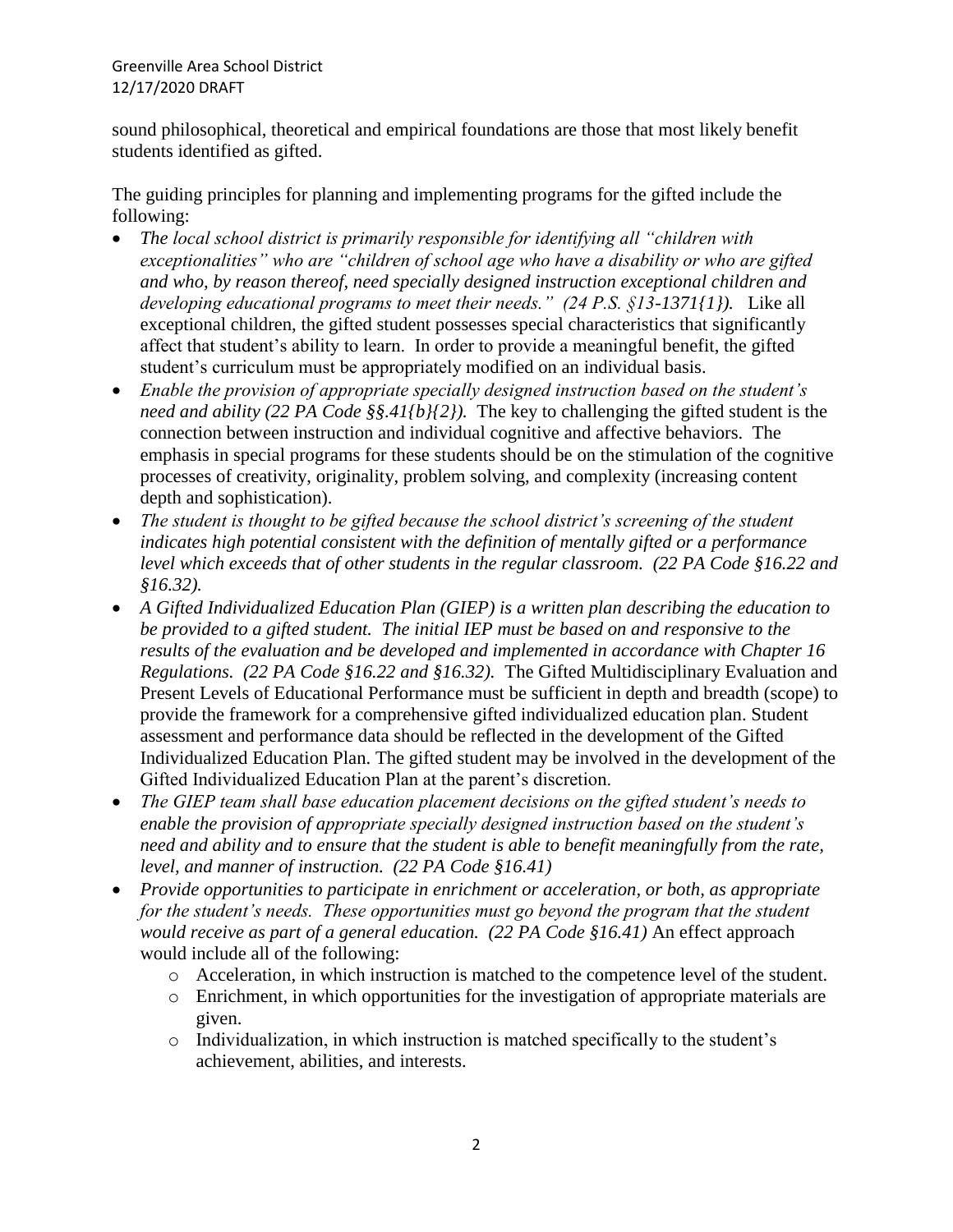sound philosophical, theoretical and empirical foundations are those that most likely benefit students identified as gifted.

The guiding principles for planning and implementing programs for the gifted include the following:

- *The local school district is primarily responsible for identifying all "children with exceptionalities" who are "children of school age who have a disability or who are gifted and who, by reason thereof, need specially designed instruction exceptional children and developing educational programs to meet their needs." (24 P.S. §13-1371{1}).* Like all exceptional children, the gifted student possesses special characteristics that significantly affect that student's ability to learn. In order to provide a meaningful benefit, the gifted student's curriculum must be appropriately modified on an individual basis.
- *Enable the provision of appropriate specially designed instruction based on the student's need and ability (22 PA Code §§.41{b}{2}).* The key to challenging the gifted student is the connection between instruction and individual cognitive and affective behaviors. The emphasis in special programs for these students should be on the stimulation of the cognitive processes of creativity, originality, problem solving, and complexity (increasing content depth and sophistication).
- *The student is thought to be gifted because the school district's screening of the student indicates high potential consistent with the definition of mentally gifted or a performance level which exceeds that of other students in the regular classroom. (22 PA Code §16.22 and §16.32).*
- *A Gifted Individualized Education Plan (GIEP) is a written plan describing the education to be provided to a gifted student. The initial IEP must be based on and responsive to the results of the evaluation and be developed and implemented in accordance with Chapter 16 Regulations. (22 PA Code §16.22 and §16.32).* The Gifted Multidisciplinary Evaluation and Present Levels of Educational Performance must be sufficient in depth and breadth (scope) to provide the framework for a comprehensive gifted individualized education plan. Student assessment and performance data should be reflected in the development of the Gifted Individualized Education Plan. The gifted student may be involved in the development of the Gifted Individualized Education Plan at the parent's discretion.
- *The GIEP team shall base education placement decisions on the gifted student's needs to enable the provision of appropriate specially designed instruction based on the student's need and ability and to ensure that the student is able to benefit meaningfully from the rate, level, and manner of instruction. (22 PA Code §16.41)*
- *Provide opportunities to participate in enrichment or acceleration, or both, as appropriate for the student's needs. These opportunities must go beyond the program that the student would receive as part of a general education. (22 PA Code §16.41)* An effect approach would include all of the following:
  - Acceleration, in which instruction is matched to the competence level of the student.
  - Enrichment, in which opportunities for the investigation of appropriate materials are given.
  - Individualization, in which instruction is matched specifically to the student's achievement, abilities, and interests.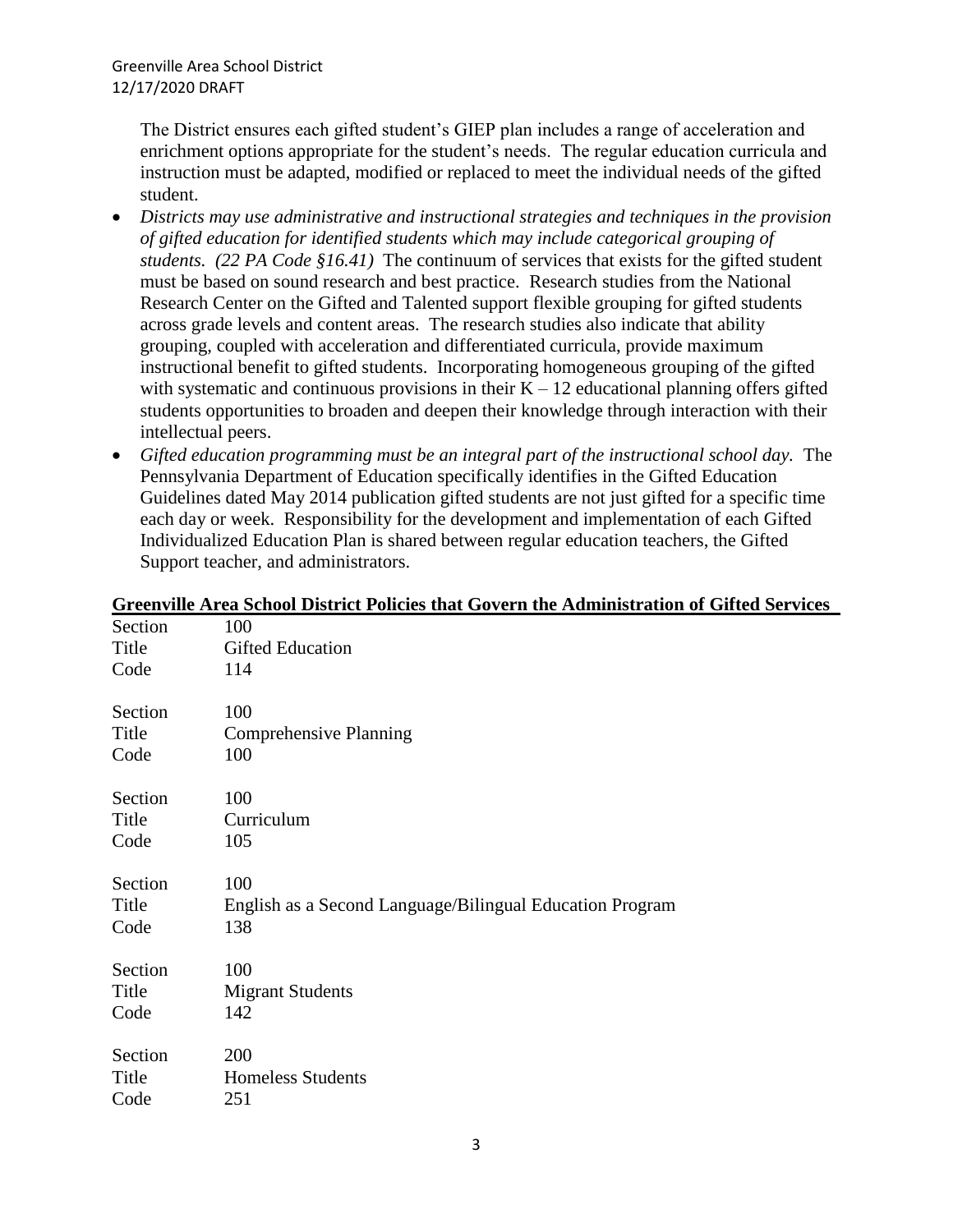The District ensures each gifted student's GIEP plan includes a range of acceleration and enrichment options appropriate for the student's needs. The regular education curricula and instruction must be adapted, modified or replaced to meet the individual needs of the gifted student.

- *Districts may use administrative and instructional strategies and techniques in the provision of gifted education for identified students which may include categorical grouping of students. (22 PA Code §16.41)* The continuum of services that exists for the gifted student must be based on sound research and best practice. Research studies from the National Research Center on the Gifted and Talented support flexible grouping for gifted students across grade levels and content areas. The research studies also indicate that ability grouping, coupled with acceleration and differentiated curricula, provide maximum instructional benefit to gifted students. Incorporating homogeneous grouping of the gifted with systematic and continuous provisions in their K – 12 educational planning offers gifted students opportunities to broaden and deepen their knowledge through interaction with their intellectual peers.
- *Gifted education programming must be an integral part of the instructional school day.* The Pennsylvania Department of Education specifically identifies in the Gifted Education Guidelines dated May 2014 publication gifted students are not just gifted for a specific time each day or week. Responsibility for the development and implementation of each Gifted Individualized Education Plan is shared between regular education teachers, the Gifted Support teacher, and administrators.

**Greenville Area School District Policies that Govern the Administration of Gifted Services**

Section 100
Title Gifted Education
Code 114

Section 100
Title Comprehensive Planning
Code 100

Section 100
Title Curriculum
Code 105

Section 100
Title English as a Second Language/Bilingual Education Program
Code 138

Section 100
Title Migrant Students
Code 142

Section 200
Title Homeless Students
Code 251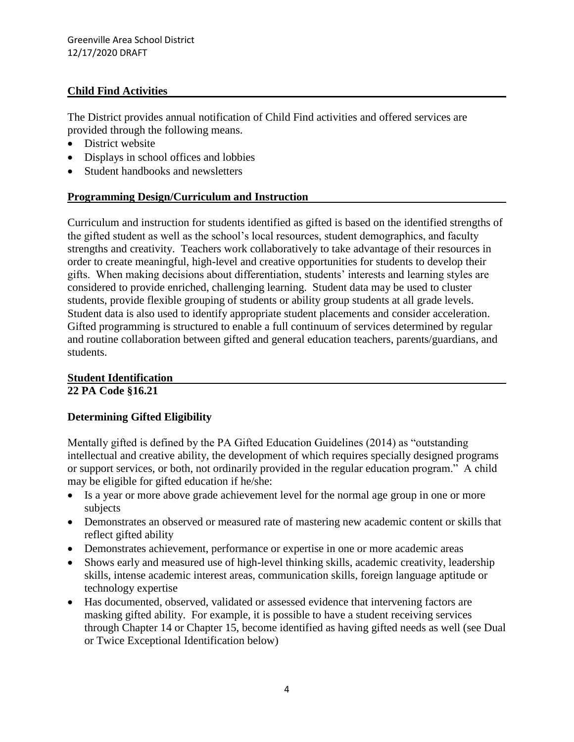## Child Find Activities

The District provides annual notification of Child Find activities and offered services are provided through the following means.

- District website
- Displays in school offices and lobbies
- Student handbooks and newsletters

## Programming Design/Curriculum and Instruction

Curriculum and instruction for students identified as gifted is based on the identified strengths of the gifted student as well as the school's local resources, student demographics, and faculty strengths and creativity. Teachers work collaboratively to take advantage of their resources in order to create meaningful, high-level and creative opportunities for students to develop their gifts. When making decisions about differentiation, students' interests and learning styles are considered to provide enriched, challenging learning. Student data may be used to cluster students, provide flexible grouping of students or ability group students at all grade levels. Student data is also used to identify appropriate student placements and consider acceleration. Gifted programming is structured to enable a full continuum of services determined by regular and routine collaboration between gifted and general education teachers, parents/guardians, and students.

## Student Identification

**22 PA Code §16.21**

### Determining Gifted Eligibility

Mentally gifted is defined by the PA Gifted Education Guidelines (2014) as "outstanding intellectual and creative ability, the development of which requires specially designed programs or support services, or both, not ordinarily provided in the regular education program." A child may be eligible for gifted education if he/she:

- Is a year or more above grade achievement level for the normal age group in one or more subjects
- Demonstrates an observed or measured rate of mastering new academic content or skills that reflect gifted ability
- Demonstrates achievement, performance or expertise in one or more academic areas
- Shows early and measured use of high-level thinking skills, academic creativity, leadership skills, intense academic interest areas, communication skills, foreign language aptitude or technology expertise
- Has documented, observed, validated or assessed evidence that intervening factors are masking gifted ability. For example, it is possible to have a student receiving services through Chapter 14 or Chapter 15, become identified as having gifted needs as well (see Dual or Twice Exceptional Identification below)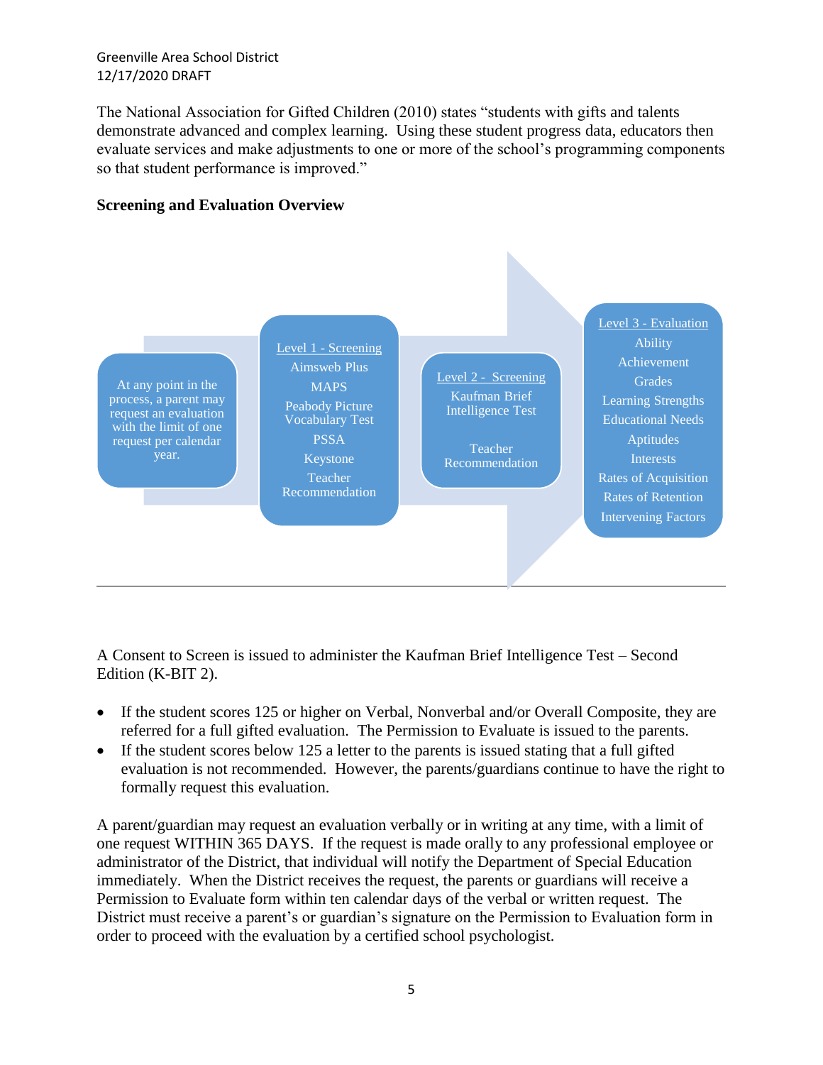The National Association for Gifted Children (2010) states "students with gifts and talents demonstrate advanced and complex learning. Using these student progress data, educators then evaluate services and make adjustments to one or more of the school's programming components so that student performance is improved."

**Screening and Evaluation Overview**

At any point in the process, a parent may request an evaluation with the limit of one request per calendar year.

Level 1 - Screening
- Aimsweb Plus
- MAPS
- Peabody Picture Vocabulary Test
- PSSA
- Keystone
- Teacher Recommendation

Level 2 - Screening
- Kaufman Brief Intelligence Test
- Teacher Recommendation

Level 3 - Evaluation
- Ability
- Achievement
- Grades
- Learning Strengths
- Educational Needs
- Aptitudes
- Interests
- Rates of Acquisition
- Rates of Retention
- Intervening Factors

---

A Consent to Screen is issued to administer the Kaufman Brief Intelligence Test – Second Edition (K-BIT 2).

- If the student scores 125 or higher on Verbal, Nonverbal and/or Overall Composite, they are referred for a full gifted evaluation. The Permission to Evaluate is issued to the parents.
- If the student scores below 125 a letter to the parents is issued stating that a full gifted evaluation is not recommended. However, the parents/guardians continue to have the right to formally request this evaluation.

A parent/guardian may request an evaluation verbally or in writing at any time, with a limit of one request WITHIN 365 DAYS. If the request is made orally to any professional employee or administrator of the District, that individual will notify the Department of Special Education immediately. When the District receives the request, the parents or guardians will receive a Permission to Evaluate form within ten calendar days of the verbal or written request. The District must receive a parent's or guardian's signature on the Permission to Evaluation form in order to proceed with the evaluation by a certified school psychologist.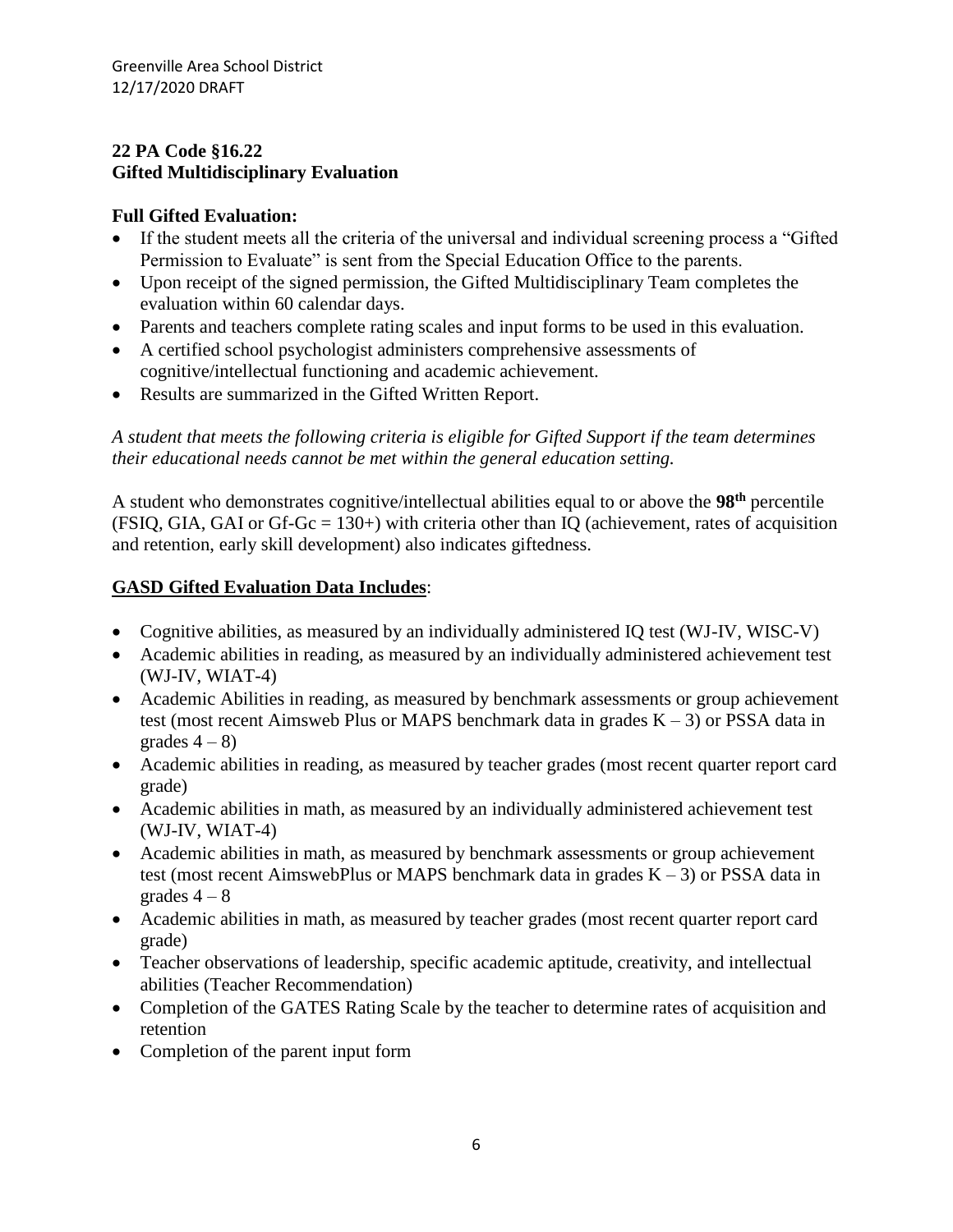**22 PA Code §16.22**
**Gifted Multidisciplinary Evaluation**

**Full Gifted Evaluation:**

- If the student meets all the criteria of the universal and individual screening process a "Gifted Permission to Evaluate" is sent from the Special Education Office to the parents.
- Upon receipt of the signed permission, the Gifted Multidisciplinary Team completes the evaluation within 60 calendar days.
- Parents and teachers complete rating scales and input forms to be used in this evaluation.
- A certified school psychologist administers comprehensive assessments of cognitive/intellectual functioning and academic achievement.
- Results are summarized in the Gifted Written Report.

*A student that meets the following criteria is eligible for Gifted Support if the team determines their educational needs cannot be met within the general education setting.*

A student who demonstrates cognitive/intellectual abilities equal to or above the **98th** percentile (FSIQ, GIA, GAI or Gf-Gc = 130+) with criteria other than IQ (achievement, rates of acquisition and retention, early skill development) also indicates giftedness.

**GASD Gifted Evaluation Data Includes**:

- Cognitive abilities, as measured by an individually administered IQ test (WJ-IV, WISC-V)
- Academic abilities in reading, as measured by an individually administered achievement test (WJ-IV, WIAT-4)
- Academic Abilities in reading, as measured by benchmark assessments or group achievement test (most recent Aimsweb Plus or MAPS benchmark data in grades K – 3) or PSSA data in grades 4 – 8)
- Academic abilities in reading, as measured by teacher grades (most recent quarter report card grade)
- Academic abilities in math, as measured by an individually administered achievement test (WJ-IV, WIAT-4)
- Academic abilities in math, as measured by benchmark assessments or group achievement test (most recent AimswebPlus or MAPS benchmark data in grades K – 3) or PSSA data in grades 4 – 8
- Academic abilities in math, as measured by teacher grades (most recent quarter report card grade)
- Teacher observations of leadership, specific academic aptitude, creativity, and intellectual abilities (Teacher Recommendation)
- Completion of the GATES Rating Scale by the teacher to determine rates of acquisition and retention
- Completion of the parent input form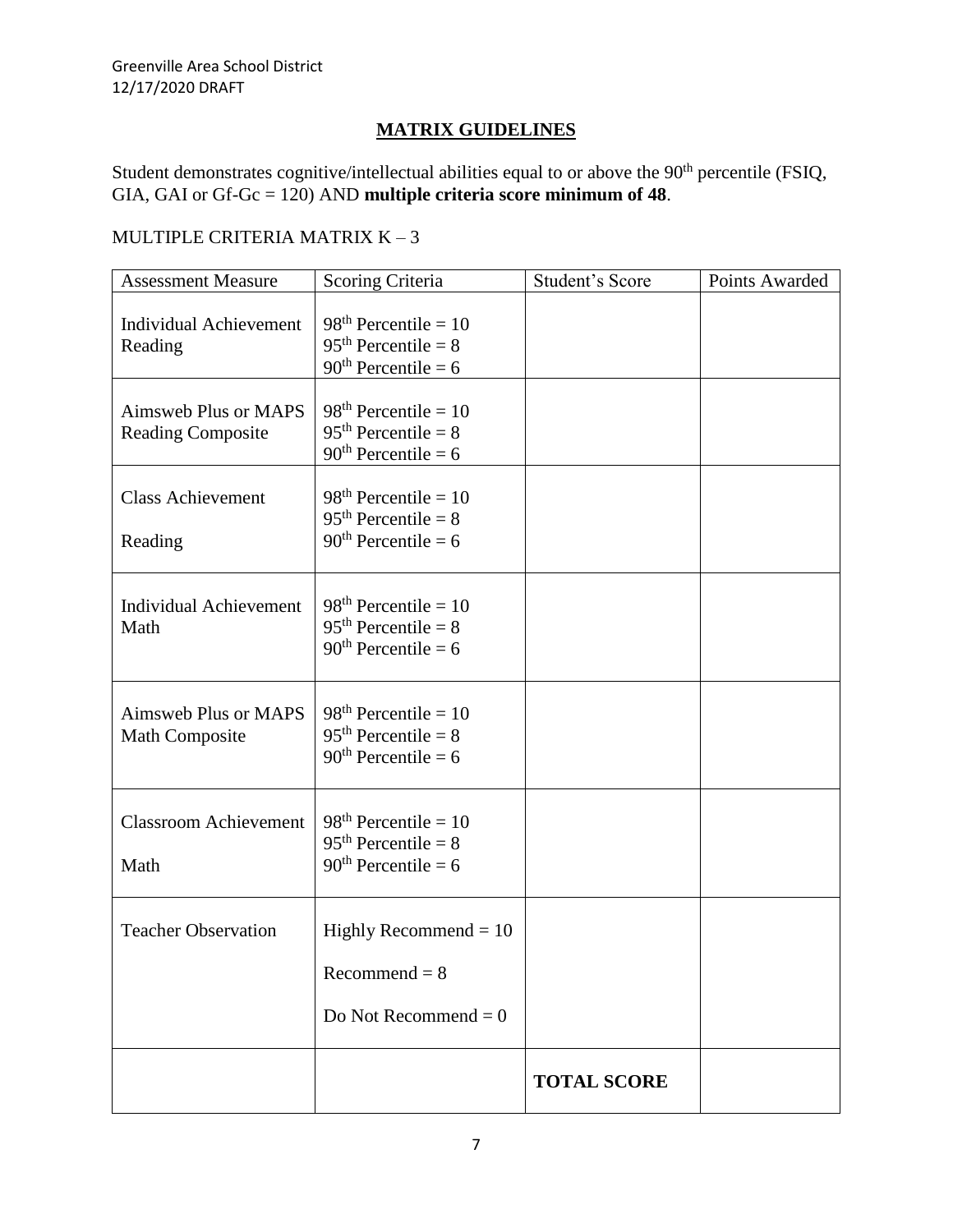## MATRIX GUIDELINES

Student demonstrates cognitive/intellectual abilities equal to or above the 90th percentile (FSIQ, GIA, GAI or Gf-Gc = 120) AND **multiple criteria score minimum of 48**.

MULTIPLE CRITERIA MATRIX K – 3

| Assessment Measure | Scoring Criteria | Student's Score | Points Awarded |
|---|---|---|---|
| Individual Achievement Reading | 98th Percentile = 10<br>95th Percentile = 8<br>90th Percentile = 6 | | |
| Aimsweb Plus or MAPS Reading Composite | 98th Percentile = 10<br>95th Percentile = 8<br>90th Percentile = 6 | | |
| Class Achievement Reading | 98th Percentile = 10<br>95th Percentile = 8<br>90th Percentile = 6 | | |
| Individual Achievement Math | 98th Percentile = 10<br>95th Percentile = 8<br>90th Percentile = 6 | | |
| Aimsweb Plus or MAPS Math Composite | 98th Percentile = 10<br>95th Percentile = 8<br>90th Percentile = 6 | | |
| Classroom Achievement Math | 98th Percentile = 10<br>95th Percentile = 8<br>90th Percentile = 6 | | |
| Teacher Observation | Highly Recommend = 10<br>Recommend = 8<br>Do Not Recommend = 0 | | |
| | | **TOTAL SCORE** | |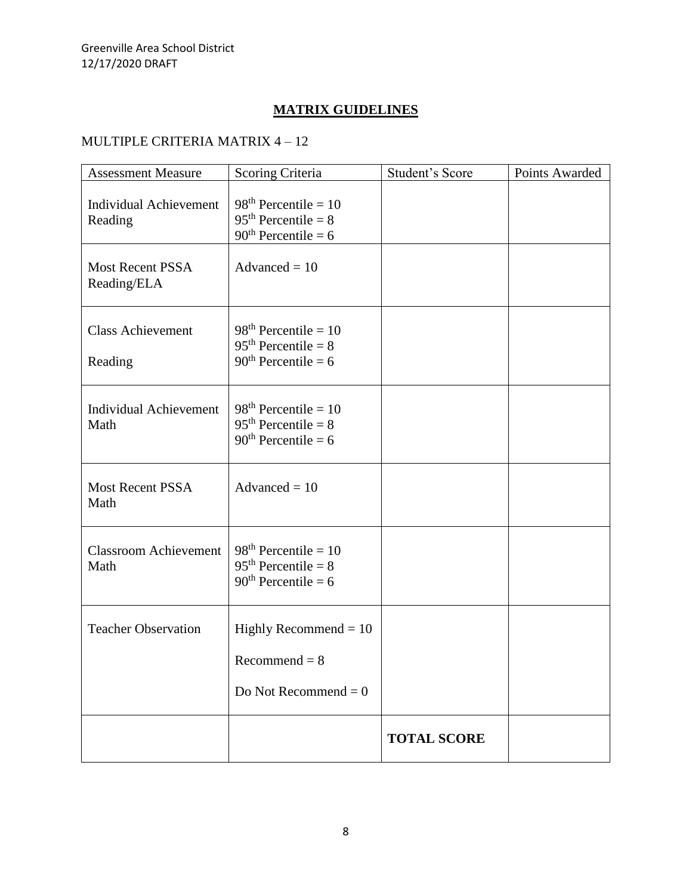## MATRIX GUIDELINES

MULTIPLE CRITERIA MATRIX 4 – 12

| Assessment Measure | Scoring Criteria | Student's Score | Points Awarded |
|---|---|---|---|
| Individual Achievement Reading | 98th Percentile = 10<br>95th Percentile = 8<br>90th Percentile = 6 | | |
| Most Recent PSSA Reading/ELA | Advanced = 10 | | |
| Class Achievement<br>Reading | 98th Percentile = 10<br>95th Percentile = 8<br>90th Percentile = 6 | | |
| Individual Achievement Math | 98th Percentile = 10<br>95th Percentile = 8<br>90th Percentile = 6 | | |
| Most Recent PSSA Math | Advanced = 10 | | |
| Classroom Achievement Math | 98th Percentile = 10<br>95th Percentile = 8<br>90th Percentile = 6 | | |
| Teacher Observation | Highly Recommend = 10<br>Recommend = 8<br>Do Not Recommend = 0 | | |
| | | **TOTAL SCORE** | |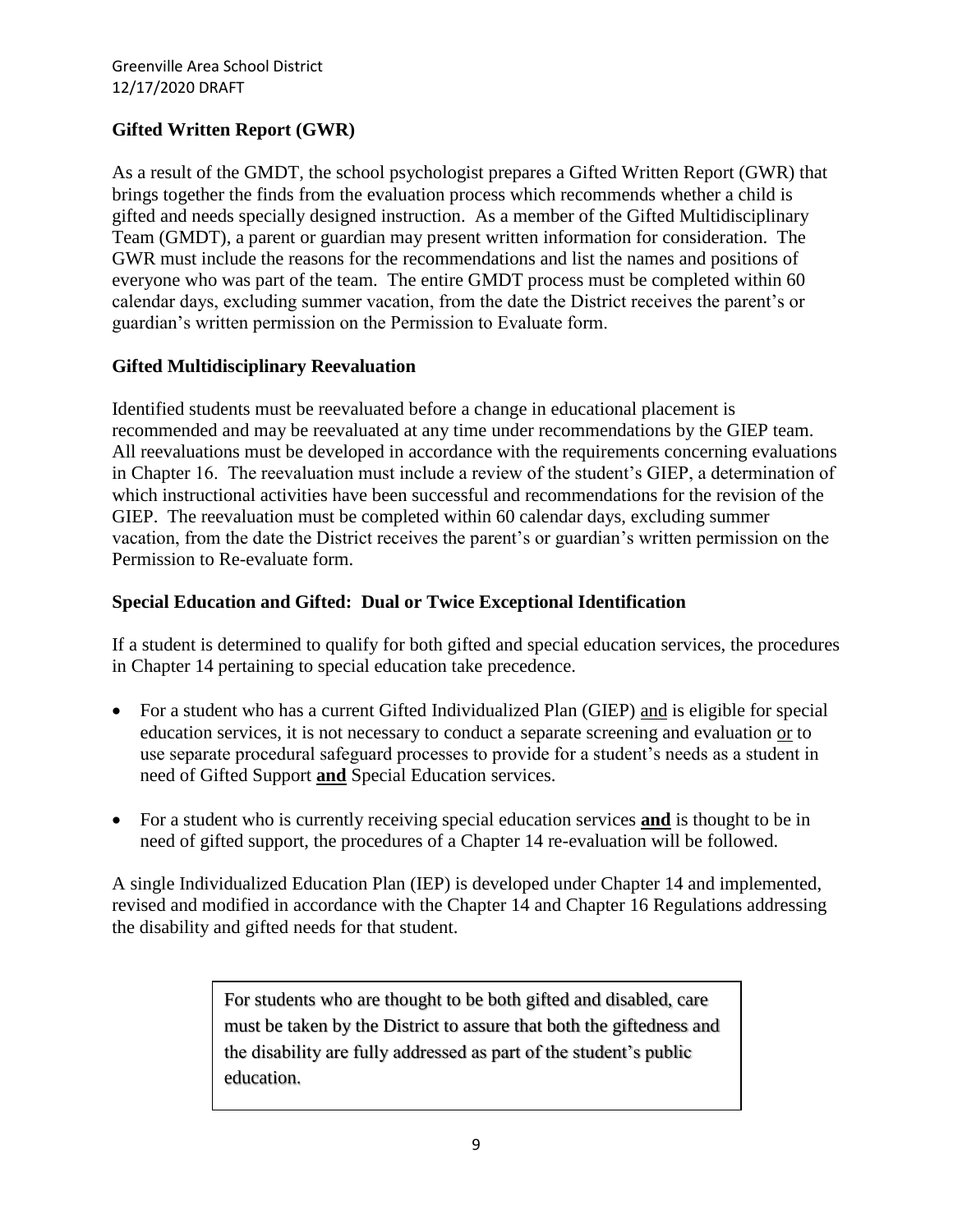## Gifted Written Report (GWR)

As a result of the GMDT, the school psychologist prepares a Gifted Written Report (GWR) that brings together the finds from the evaluation process which recommends whether a child is gifted and needs specially designed instruction. As a member of the Gifted Multidisciplinary Team (GMDT), a parent or guardian may present written information for consideration. The GWR must include the reasons for the recommendations and list the names and positions of everyone who was part of the team. The entire GMDT process must be completed within 60 calendar days, excluding summer vacation, from the date the District receives the parent's or guardian's written permission on the Permission to Evaluate form.

## Gifted Multidisciplinary Reevaluation

Identified students must be reevaluated before a change in educational placement is recommended and may be reevaluated at any time under recommendations by the GIEP team. All reevaluations must be developed in accordance with the requirements concerning evaluations in Chapter 16. The reevaluation must include a review of the student's GIEP, a determination of which instructional activities have been successful and recommendations for the revision of the GIEP. The reevaluation must be completed within 60 calendar days, excluding summer vacation, from the date the District receives the parent's or guardian's written permission on the Permission to Re-evaluate form.

## Special Education and Gifted: Dual or Twice Exceptional Identification

If a student is determined to qualify for both gifted and special education services, the procedures in Chapter 14 pertaining to special education take precedence.

- For a student who has a current Gifted Individualized Plan (GIEP) and is eligible for special education services, it is not necessary to conduct a separate screening and evaluation or to use separate procedural safeguard processes to provide for a student's needs as a student in need of Gifted Support **and** Special Education services.
- For a student who is currently receiving special education services **and** is thought to be in need of gifted support, the procedures of a Chapter 14 re-evaluation will be followed.

A single Individualized Education Plan (IEP) is developed under Chapter 14 and implemented, revised and modified in accordance with the Chapter 14 and Chapter 16 Regulations addressing the disability and gifted needs for that student.

> For students who are thought to be both gifted and disabled, care must be taken by the District to assure that both the giftedness and the disability are fully addressed as part of the student's public education.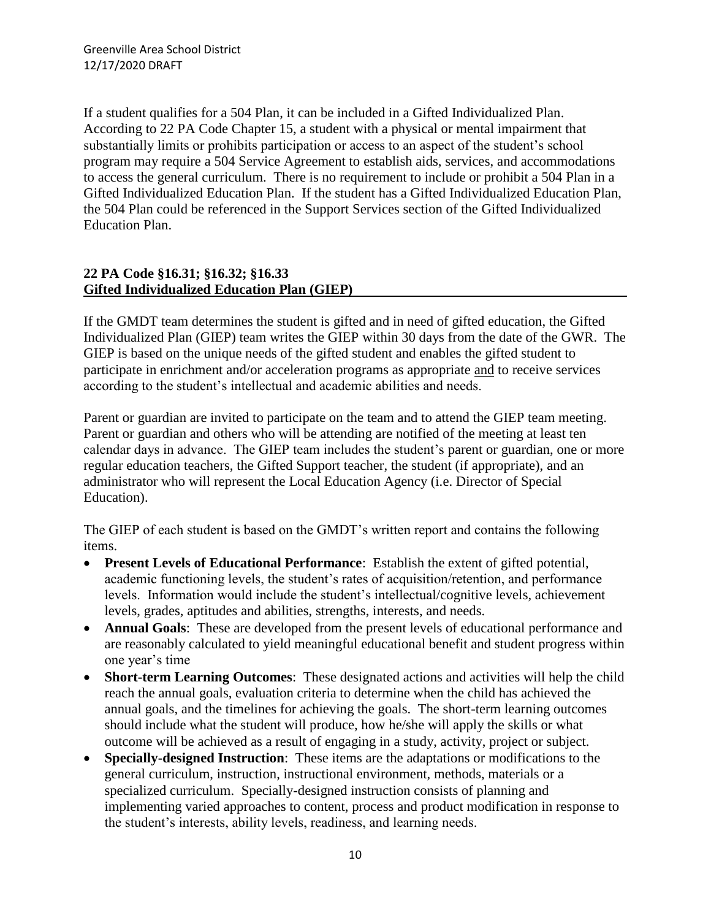If a student qualifies for a 504 Plan, it can be included in a Gifted Individualized Plan. According to 22 PA Code Chapter 15, a student with a physical or mental impairment that substantially limits or prohibits participation or access to an aspect of the student's school program may require a 504 Service Agreement to establish aids, services, and accommodations to access the general curriculum. There is no requirement to include or prohibit a 504 Plan in a Gifted Individualized Education Plan. If the student has a Gifted Individualized Education Plan, the 504 Plan could be referenced in the Support Services section of the Gifted Individualized Education Plan.

## 22 PA Code §16.31; §16.32; §16.33
## Gifted Individualized Education Plan (GIEP)

If the GMDT team determines the student is gifted and in need of gifted education, the Gifted Individualized Plan (GIEP) team writes the GIEP within 30 days from the date of the GWR. The GIEP is based on the unique needs of the gifted student and enables the gifted student to participate in enrichment and/or acceleration programs as appropriate and to receive services according to the student's intellectual and academic abilities and needs.

Parent or guardian are invited to participate on the team and to attend the GIEP team meeting. Parent or guardian and others who will be attending are notified of the meeting at least ten calendar days in advance. The GIEP team includes the student's parent or guardian, one or more regular education teachers, the Gifted Support teacher, the student (if appropriate), and an administrator who will represent the Local Education Agency (i.e. Director of Special Education).

The GIEP of each student is based on the GMDT's written report and contains the following items.

- **Present Levels of Educational Performance**: Establish the extent of gifted potential, academic functioning levels, the student's rates of acquisition/retention, and performance levels. Information would include the student's intellectual/cognitive levels, achievement levels, grades, aptitudes and abilities, strengths, interests, and needs.
- **Annual Goals**: These are developed from the present levels of educational performance and are reasonably calculated to yield meaningful educational benefit and student progress within one year's time
- **Short-term Learning Outcomes**: These designated actions and activities will help the child reach the annual goals, evaluation criteria to determine when the child has achieved the annual goals, and the timelines for achieving the goals. The short-term learning outcomes should include what the student will produce, how he/she will apply the skills or what outcome will be achieved as a result of engaging in a study, activity, project or subject.
- **Specially-designed Instruction**: These items are the adaptations or modifications to the general curriculum, instruction, instructional environment, methods, materials or a specialized curriculum. Specially-designed instruction consists of planning and implementing varied approaches to content, process and product modification in response to the student's interests, ability levels, readiness, and learning needs.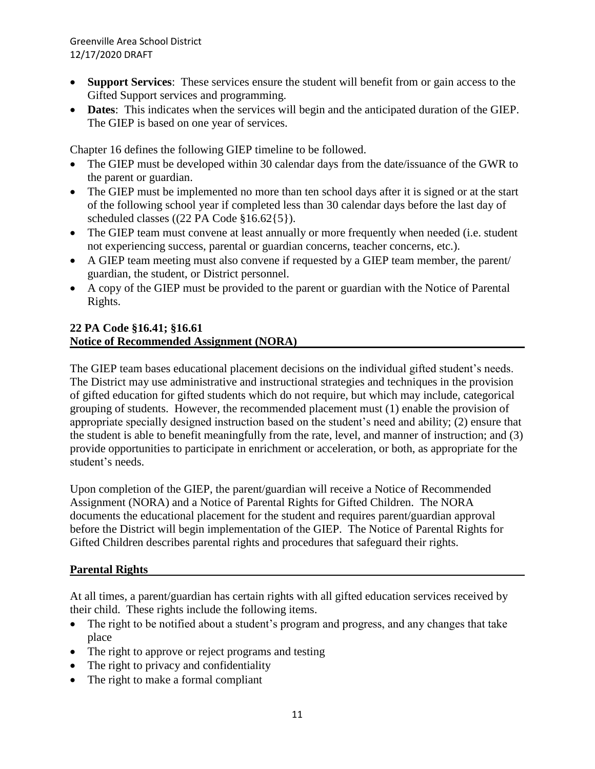- **Support Services**: These services ensure the student will benefit from or gain access to the Gifted Support services and programming.
- **Dates**: This indicates when the services will begin and the anticipated duration of the GIEP. The GIEP is based on one year of services.

Chapter 16 defines the following GIEP timeline to be followed.

- The GIEP must be developed within 30 calendar days from the date/issuance of the GWR to the parent or guardian.
- The GIEP must be implemented no more than ten school days after it is signed or at the start of the following school year if completed less than 30 calendar days before the last day of scheduled classes ((22 PA Code §16.62{5}).
- The GIEP team must convene at least annually or more frequently when needed (i.e. student not experiencing success, parental or guardian concerns, teacher concerns, etc.).
- A GIEP team meeting must also convene if requested by a GIEP team member, the parent/ guardian, the student, or District personnel.
- A copy of the GIEP must be provided to the parent or guardian with the Notice of Parental Rights.

**22 PA Code §16.41; §16.61**

## Notice of Recommended Assignment (NORA)

The GIEP team bases educational placement decisions on the individual gifted student's needs. The District may use administrative and instructional strategies and techniques in the provision of gifted education for gifted students which do not require, but which may include, categorical grouping of students. However, the recommended placement must (1) enable the provision of appropriate specially designed instruction based on the student's need and ability; (2) ensure that the student is able to benefit meaningfully from the rate, level, and manner of instruction; and (3) provide opportunities to participate in enrichment or acceleration, or both, as appropriate for the student's needs.

Upon completion of the GIEP, the parent/guardian will receive a Notice of Recommended Assignment (NORA) and a Notice of Parental Rights for Gifted Children. The NORA documents the educational placement for the student and requires parent/guardian approval before the District will begin implementation of the GIEP. The Notice of Parental Rights for Gifted Children describes parental rights and procedures that safeguard their rights.

## Parental Rights

At all times, a parent/guardian has certain rights with all gifted education services received by their child. These rights include the following items.

- The right to be notified about a student's program and progress, and any changes that take place
- The right to approve or reject programs and testing
- The right to privacy and confidentiality
- The right to make a formal compliant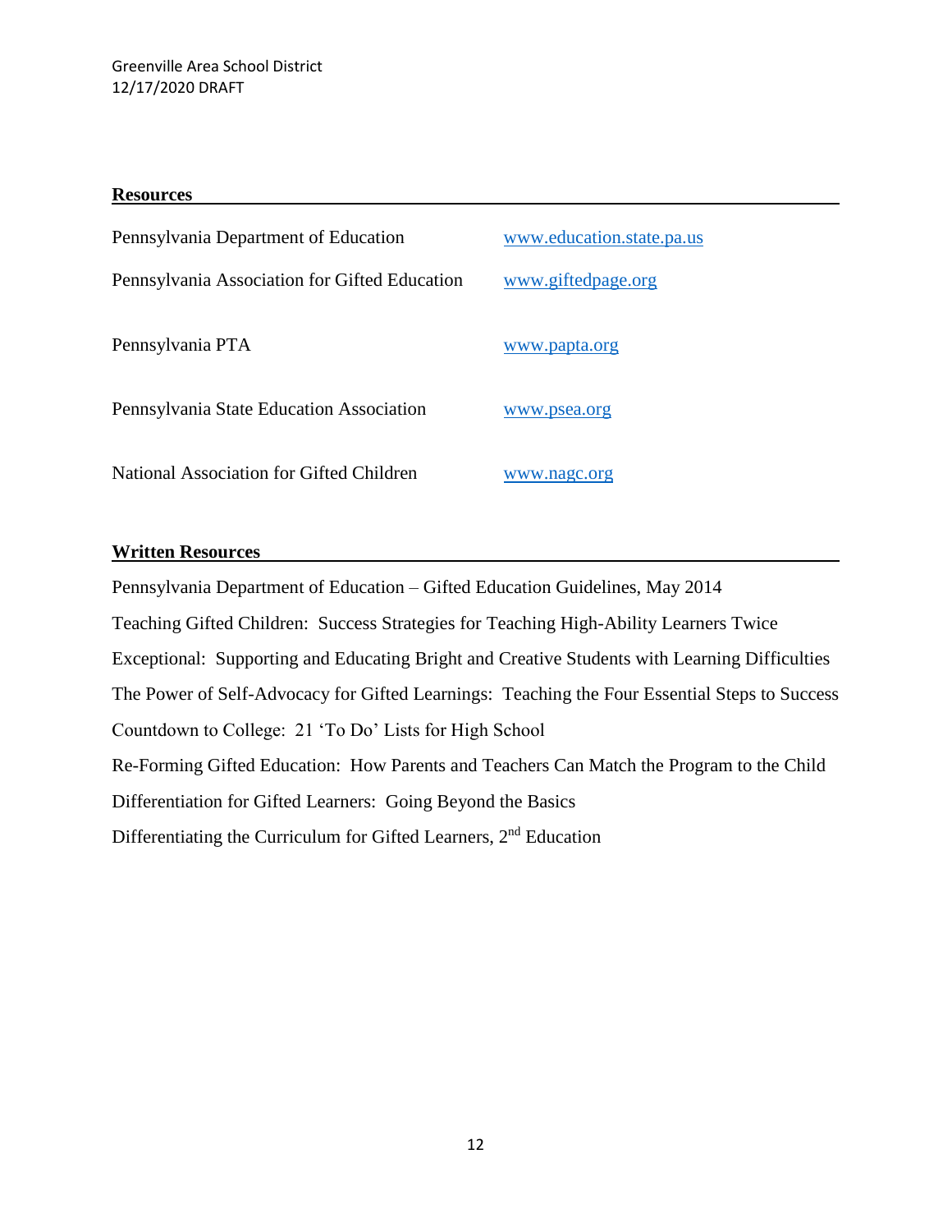## Resources

| | |
|---|---|
| Pennsylvania Department of Education | www.education.state.pa.us |
| Pennsylvania Association for Gifted Education | www.giftedpage.org |
| Pennsylvania PTA | www.papta.org |
| Pennsylvania State Education Association | www.psea.org |
| National Association for Gifted Children | www.nagc.org |

## Written Resources

Pennsylvania Department of Education – Gifted Education Guidelines, May 2014

Teaching Gifted Children: Success Strategies for Teaching High-Ability Learners Twice

Exceptional: Supporting and Educating Bright and Creative Students with Learning Difficulties

The Power of Self-Advocacy for Gifted Learnings: Teaching the Four Essential Steps to Success

Countdown to College: 21 'To Do' Lists for High School

Re-Forming Gifted Education: How Parents and Teachers Can Match the Program to the Child

Differentiation for Gifted Learners: Going Beyond the Basics

Differentiating the Curriculum for Gifted Learners, 2nd Education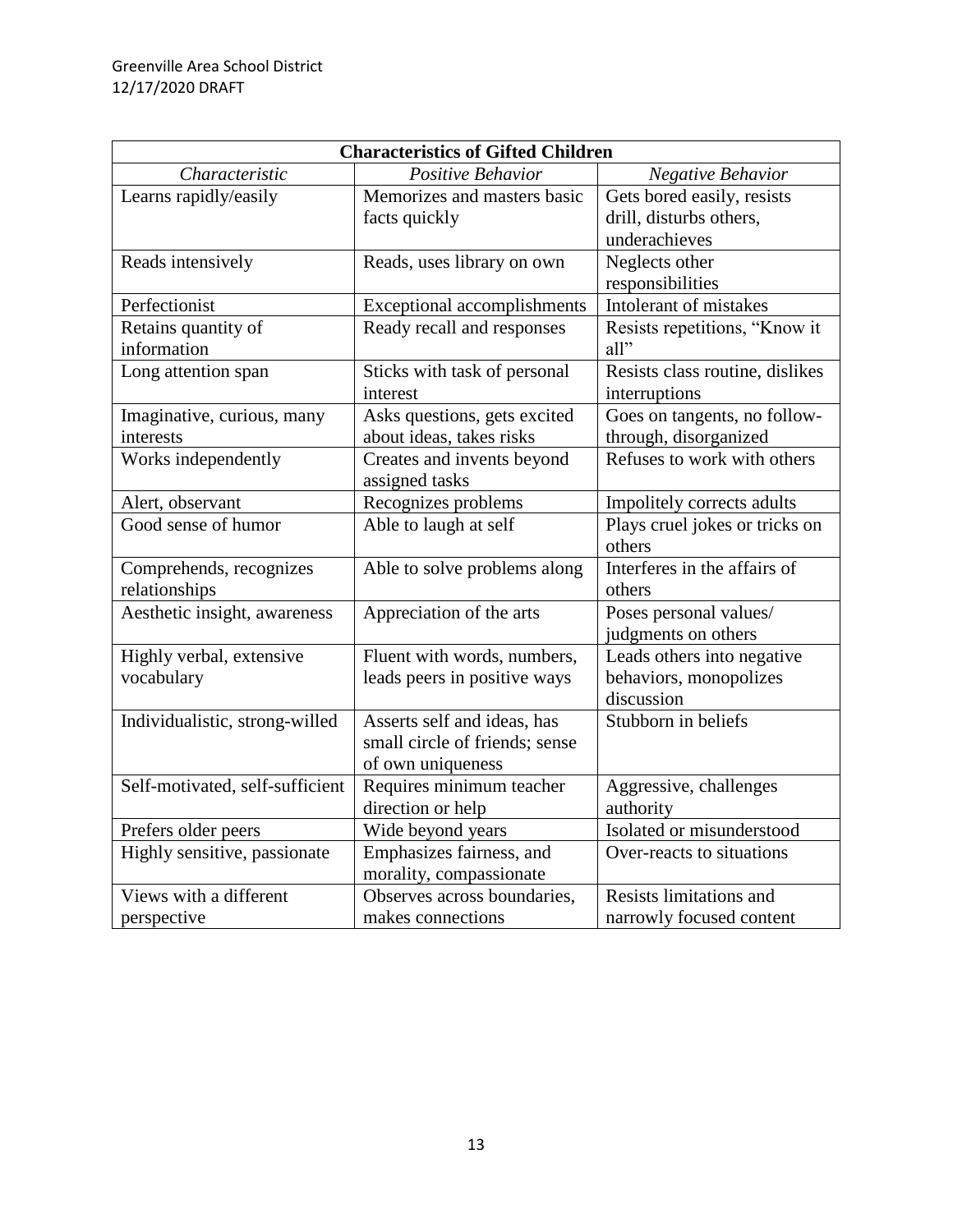| Characteristics of Gifted Children | | |
|---|---|---|
| *Characteristic* | *Positive Behavior* | *Negative Behavior* |
| Learns rapidly/easily | Memorizes and masters basic facts quickly | Gets bored easily, resists drill, disturbs others, underachieves |
| Reads intensively | Reads, uses library on own | Neglects other responsibilities |
| Perfectionist | Exceptional accomplishments | Intolerant of mistakes |
| Retains quantity of information | Ready recall and responses | Resists repetitions, "Know it all" |
| Long attention span | Sticks with task of personal interest | Resists class routine, dislikes interruptions |
| Imaginative, curious, many interests | Asks questions, gets excited about ideas, takes risks | Goes on tangents, no follow-through, disorganized |
| Works independently | Creates and invents beyond assigned tasks | Refuses to work with others |
| Alert, observant | Recognizes problems | Impolitely corrects adults |
| Good sense of humor | Able to laugh at self | Plays cruel jokes or tricks on others |
| Comprehends, recognizes relationships | Able to solve problems along | Interferes in the affairs of others |
| Aesthetic insight, awareness | Appreciation of the arts | Poses personal values/ judgments on others |
| Highly verbal, extensive vocabulary | Fluent with words, numbers, leads peers in positive ways | Leads others into negative behaviors, monopolizes discussion |
| Individualistic, strong-willed | Asserts self and ideas, has small circle of friends; sense of own uniqueness | Stubborn in beliefs |
| Self-motivated, self-sufficient | Requires minimum teacher direction or help | Aggressive, challenges authority |
| Prefers older peers | Wide beyond years | Isolated or misunderstood |
| Highly sensitive, passionate | Emphasizes fairness, and morality, compassionate | Over-reacts to situations |
| Views with a different perspective | Observes across boundaries, makes connections | Resists limitations and narrowly focused content |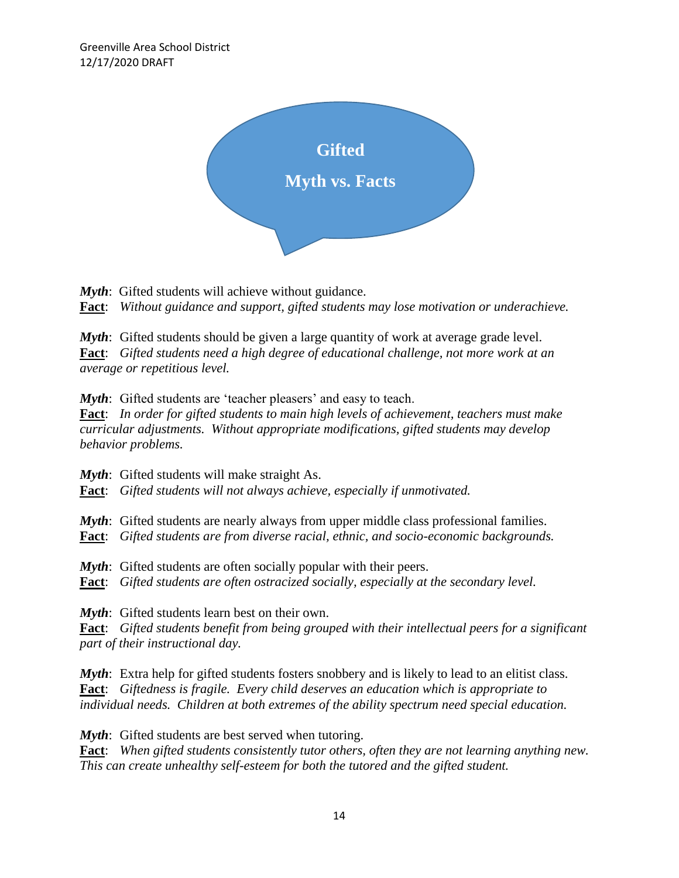# Gifted

# Myth vs. Facts

***Myth***: Gifted students will achieve without guidance.
**Fact**: *Without guidance and support, gifted students may lose motivation or underachieve.*

***Myth***: Gifted students should be given a large quantity of work at average grade level.
**Fact**: *Gifted students need a high degree of educational challenge, not more work at an average or repetitious level.*

***Myth***: Gifted students are 'teacher pleasers' and easy to teach.
**Fact**: *In order for gifted students to main high levels of achievement, teachers must make curricular adjustments. Without appropriate modifications, gifted students may develop behavior problems.*

***Myth***: Gifted students will make straight As.
**Fact**: *Gifted students will not always achieve, especially if unmotivated.*

***Myth***: Gifted students are nearly always from upper middle class professional families.
**Fact**: *Gifted students are from diverse racial, ethnic, and socio-economic backgrounds.*

***Myth***: Gifted students are often socially popular with their peers.
**Fact**: *Gifted students are often ostracized socially, especially at the secondary level.*

***Myth***: Gifted students learn best on their own.
**Fact**: *Gifted students benefit from being grouped with their intellectual peers for a significant part of their instructional day.*

***Myth***: Extra help for gifted students fosters snobbery and is likely to lead to an elitist class.
**Fact**: *Giftedness is fragile. Every child deserves an education which is appropriate to individual needs. Children at both extremes of the ability spectrum need special education.*

***Myth***: Gifted students are best served when tutoring.
**Fact**: *When gifted students consistently tutor others, often they are not learning anything new. This can create unhealthy self-esteem for both the tutored and the gifted student.*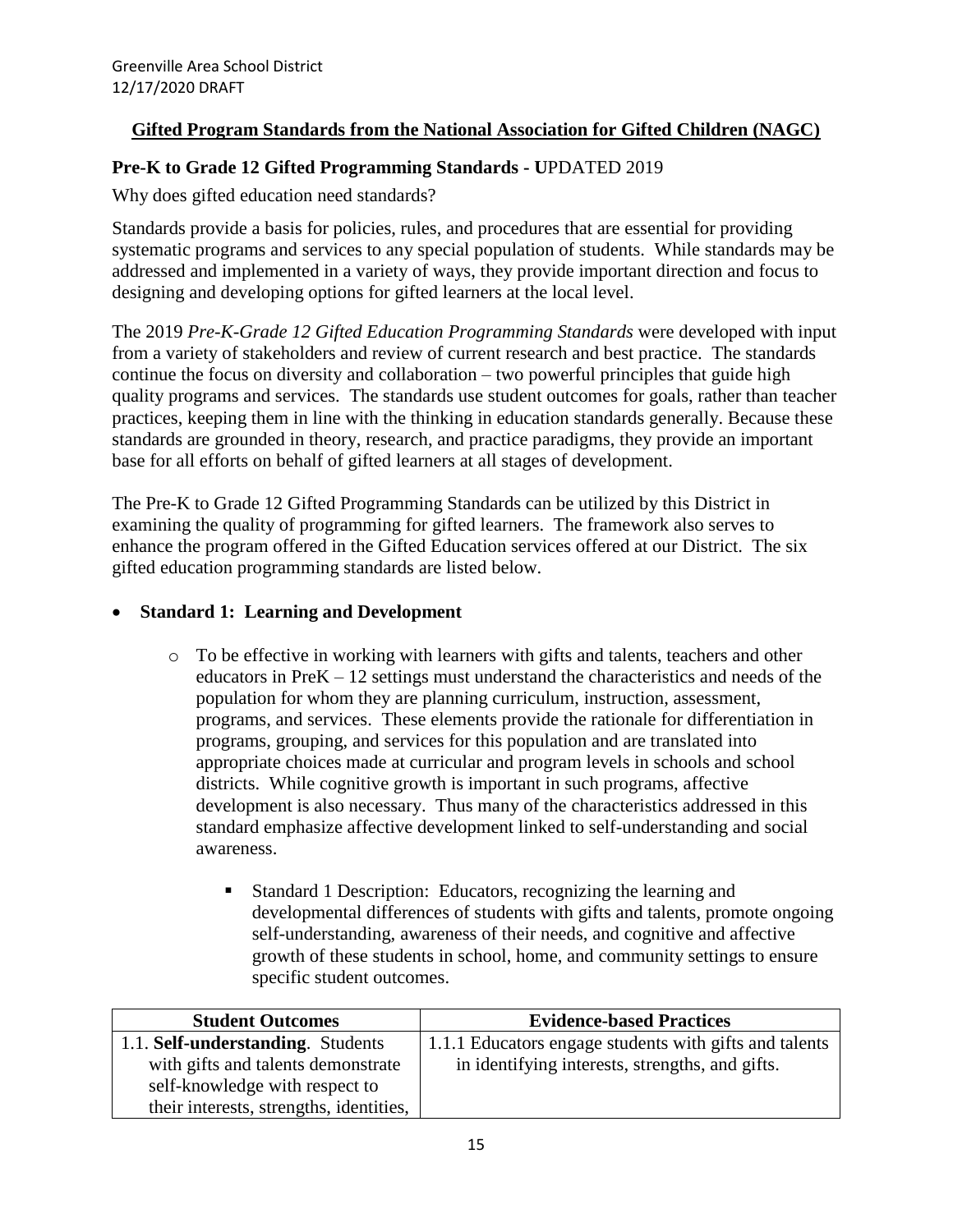Greenville Area School District
12/17/2020 DRAFT

## Gifted Program Standards from the National Association for Gifted Children (NAGC)

### Pre-K to Grade 12 Gifted Programming Standards - UPDATED 2019

Why does gifted education need standards?

Standards provide a basis for policies, rules, and procedures that are essential for providing systematic programs and services to any special population of students. While standards may be addressed and implemented in a variety of ways, they provide important direction and focus to designing and developing options for gifted learners at the local level.

The 2019 *Pre-K-Grade 12 Gifted Education Programming Standards* were developed with input from a variety of stakeholders and review of current research and best practice. The standards continue the focus on diversity and collaboration – two powerful principles that guide high quality programs and services. The standards use student outcomes for goals, rather than teacher practices, keeping them in line with the thinking in education standards generally. Because these standards are grounded in theory, research, and practice paradigms, they provide an important base for all efforts on behalf of gifted learners at all stages of development.

The Pre-K to Grade 12 Gifted Programming Standards can be utilized by this District in examining the quality of programming for gifted learners. The framework also serves to enhance the program offered in the Gifted Education services offered at our District. The six gifted education programming standards are listed below.

- **Standard 1: Learning and Development**
  - To be effective in working with learners with gifts and talents, teachers and other educators in PreK – 12 settings must understand the characteristics and needs of the population for whom they are planning curriculum, instruction, assessment, programs, and services. These elements provide the rationale for differentiation in programs, grouping, and services for this population and are translated into appropriate choices made at curricular and program levels in schools and school districts. While cognitive growth is important in such programs, affective development is also necessary. Thus many of the characteristics addressed in this standard emphasize affective development linked to self-understanding and social awareness.
    - Standard 1 Description: Educators, recognizing the learning and developmental differences of students with gifts and talents, promote ongoing self-understanding, awareness of their needs, and cognitive and affective growth of these students in school, home, and community settings to ensure specific student outcomes.

| Student Outcomes | Evidence-based Practices |
|---|---|
| 1.1. **Self-understanding**. Students with gifts and talents demonstrate self-knowledge with respect to their interests, strengths, identities, | 1.1.1 Educators engage students with gifts and talents in identifying interests, strengths, and gifts. |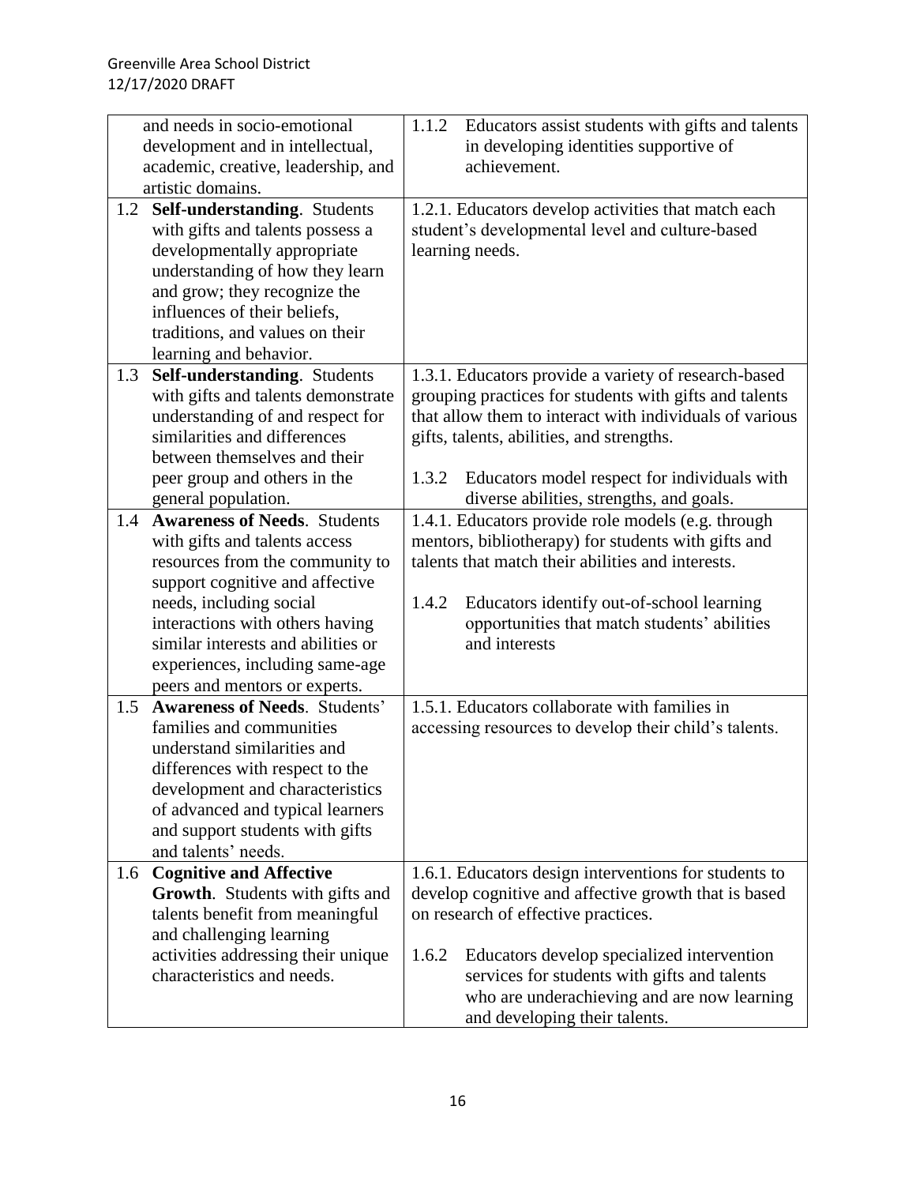| | |
|---|---|
| and needs in socio-emotional development and in intellectual, academic, creative, leadership, and artistic domains. | 1.1.2 Educators assist students with gifts and talents in developing identities supportive of achievement. |
| 1.2 **Self-understanding**. Students with gifts and talents possess a developmentally appropriate understanding of how they learn and grow; they recognize the influences of their beliefs, traditions, and values on their learning and behavior. | 1.2.1. Educators develop activities that match each student's developmental level and culture-based learning needs. |
| 1.3 **Self-understanding**. Students with gifts and talents demonstrate understanding of and respect for similarities and differences between themselves and their peer group and others in the general population. | 1.3.1. Educators provide a variety of research-based grouping practices for students with gifts and talents that allow them to interact with individuals of various gifts, talents, abilities, and strengths.<br><br>1.3.2 Educators model respect for individuals with diverse abilities, strengths, and goals. |
| 1.4 **Awareness of Needs**. Students with gifts and talents access resources from the community to support cognitive and affective needs, including social interactions with others having similar interests and abilities or experiences, including same-age peers and mentors or experts. | 1.4.1. Educators provide role models (e.g. through mentors, bibliotherapy) for students with gifts and talents that match their abilities and interests.<br><br>1.4.2 Educators identify out-of-school learning opportunities that match students' abilities and interests |
| 1.5 **Awareness of Needs**. Students' families and communities understand similarities and differences with respect to the development and characteristics of advanced and typical learners and support students with gifts and talents' needs. | 1.5.1. Educators collaborate with families in accessing resources to develop their child's talents. |
| 1.6 **Cognitive and Affective Growth**. Students with gifts and talents benefit from meaningful and challenging learning activities addressing their unique characteristics and needs. | 1.6.1. Educators design interventions for students to develop cognitive and affective growth that is based on research of effective practices.<br><br>1.6.2 Educators develop specialized intervention services for students with gifts and talents who are underachieving and are now learning and developing their talents. |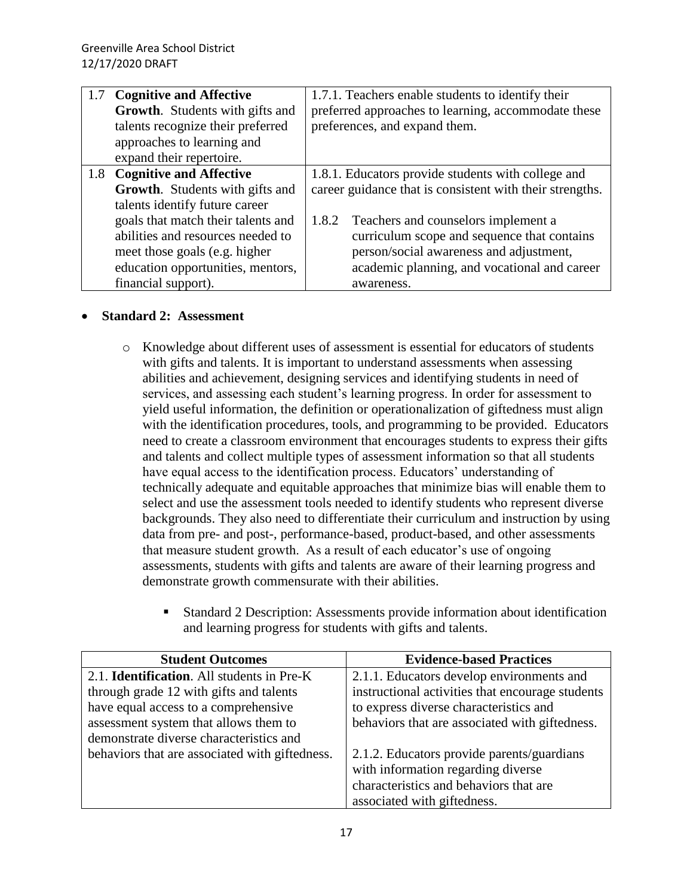| | |
|---|---|
| 1.7 **Cognitive and Affective Growth**. Students with gifts and talents recognize their preferred approaches to learning and expand their repertoire. | 1.7.1. Teachers enable students to identify their preferred approaches to learning, accommodate these preferences, and expand them. |
| 1.8 **Cognitive and Affective Growth**. Students with gifts and talents identify future career goals that match their talents and abilities and resources needed to meet those goals (e.g. higher education opportunities, mentors, financial support). | 1.8.1. Educators provide students with college and career guidance that is consistent with their strengths.<br><br>1.8.2 Teachers and counselors implement a curriculum scope and sequence that contains person/social awareness and adjustment, academic planning, and vocational and career awareness. |

- **Standard 2: Assessment**
  - Knowledge about different uses of assessment is essential for educators of students with gifts and talents. It is important to understand assessments when assessing abilities and achievement, designing services and identifying students in need of services, and assessing each student's learning progress. In order for assessment to yield useful information, the definition or operationalization of giftedness must align with the identification procedures, tools, and programming to be provided. Educators need to create a classroom environment that encourages students to express their gifts and talents and collect multiple types of assessment information so that all students have equal access to the identification process. Educators' understanding of technically adequate and equitable approaches that minimize bias will enable them to select and use the assessment tools needed to identify students who represent diverse backgrounds. They also need to differentiate their curriculum and instruction by using data from pre- and post-, performance-based, product-based, and other assessments that measure student growth. As a result of each educator's use of ongoing assessments, students with gifts and talents are aware of their learning progress and demonstrate growth commensurate with their abilities.
    - Standard 2 Description: Assessments provide information about identification and learning progress for students with gifts and talents.

| Student Outcomes | Evidence-based Practices |
|---|---|
| 2.1. **Identification**. All students in Pre-K through grade 12 with gifts and talents have equal access to a comprehensive assessment system that allows them to demonstrate diverse characteristics and behaviors that are associated with giftedness. | 2.1.1. Educators develop environments and instructional activities that encourage students to express diverse characteristics and behaviors that are associated with giftedness.<br><br>2.1.2. Educators provide parents/guardians with information regarding diverse characteristics and behaviors that are associated with giftedness. |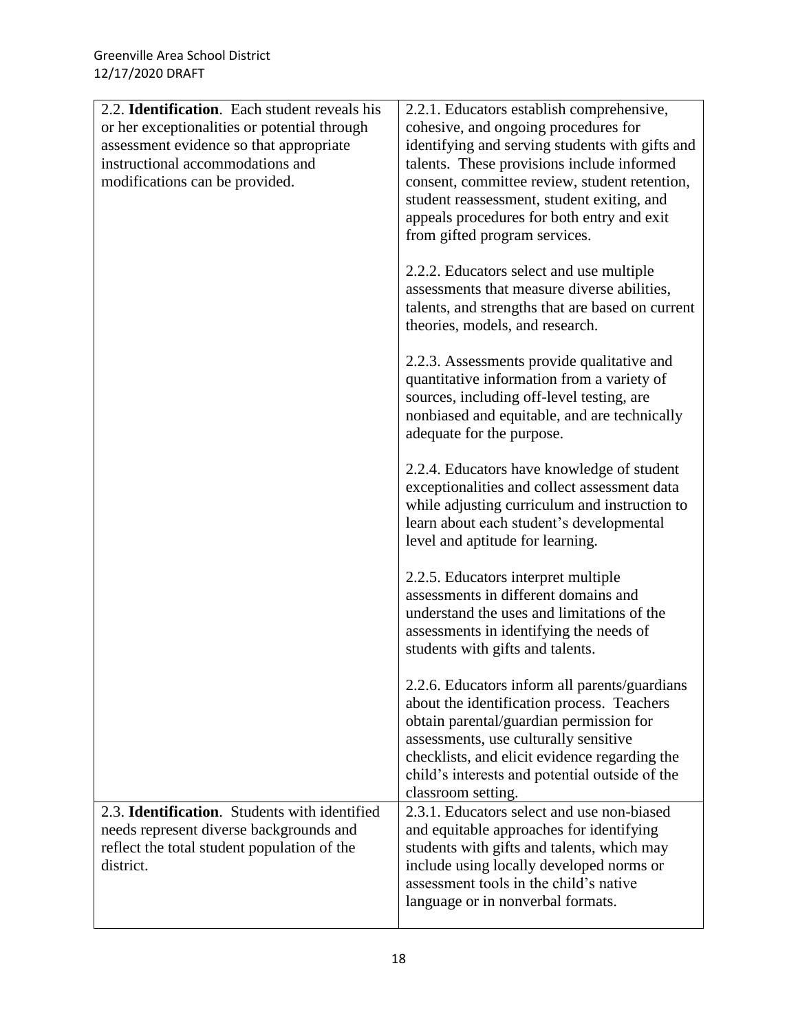| | |
|---|---|
| 2.2. **Identification**. Each student reveals his or her exceptionalities or potential through assessment evidence so that appropriate instructional accommodations and modifications can be provided. | 2.2.1. Educators establish comprehensive, cohesive, and ongoing procedures for identifying and serving students with gifts and talents. These provisions include informed consent, committee review, student retention, student reassessment, student exiting, and appeals procedures for both entry and exit from gifted program services.<br><br>2.2.2. Educators select and use multiple assessments that measure diverse abilities, talents, and strengths that are based on current theories, models, and research.<br><br>2.2.3. Assessments provide qualitative and quantitative information from a variety of sources, including off-level testing, are nonbiased and equitable, and are technically adequate for the purpose.<br><br>2.2.4. Educators have knowledge of student exceptionalities and collect assessment data while adjusting curriculum and instruction to learn about each student's developmental level and aptitude for learning.<br><br>2.2.5. Educators interpret multiple assessments in different domains and understand the uses and limitations of the assessments in identifying the needs of students with gifts and talents.<br><br>2.2.6. Educators inform all parents/guardians about the identification process. Teachers obtain parental/guardian permission for assessments, use culturally sensitive checklists, and elicit evidence regarding the child's interests and potential outside of the classroom setting. |
| 2.3. **Identification**. Students with identified needs represent diverse backgrounds and reflect the total student population of the district. | 2.3.1. Educators select and use non-biased and equitable approaches for identifying students with gifts and talents, which may include using locally developed norms or assessment tools in the child's native language or in nonverbal formats. |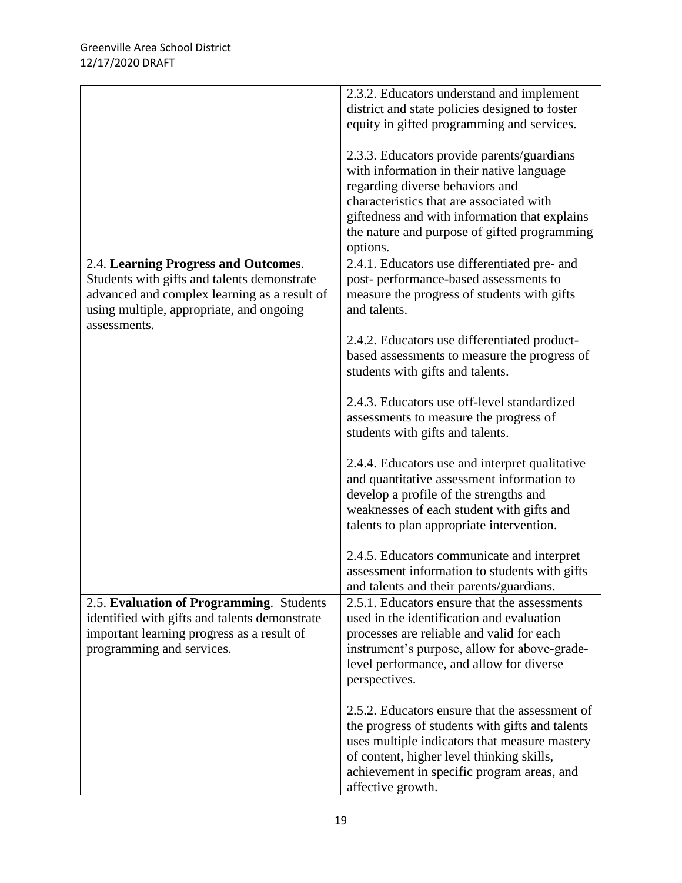| | |
|---|---|
| | 2.3.2. Educators understand and implement district and state policies designed to foster equity in gifted programming and services.<br><br>2.3.3. Educators provide parents/guardians with information in their native language regarding diverse behaviors and characteristics that are associated with giftedness and with information that explains the nature and purpose of gifted programming options. |
| 2.4. **Learning Progress and Outcomes**. Students with gifts and talents demonstrate advanced and complex learning as a result of using multiple, appropriate, and ongoing assessments. | 2.4.1. Educators use differentiated pre- and post- performance-based assessments to measure the progress of students with gifts and talents.<br><br>2.4.2. Educators use differentiated product-based assessments to measure the progress of students with gifts and talents.<br><br>2.4.3. Educators use off-level standardized assessments to measure the progress of students with gifts and talents.<br><br>2.4.4. Educators use and interpret qualitative and quantitative assessment information to develop a profile of the strengths and weaknesses of each student with gifts and talents to plan appropriate intervention.<br><br>2.4.5. Educators communicate and interpret assessment information to students with gifts and talents and their parents/guardians. |
| 2.5. **Evaluation of Programming**. Students identified with gifts and talents demonstrate important learning progress as a result of programming and services. | 2.5.1. Educators ensure that the assessments used in the identification and evaluation processes are reliable and valid for each instrument's purpose, allow for above-grade-level performance, and allow for diverse perspectives.<br><br>2.5.2. Educators ensure that the assessment of the progress of students with gifts and talents uses multiple indicators that measure mastery of content, higher level thinking skills, achievement in specific program areas, and affective growth. |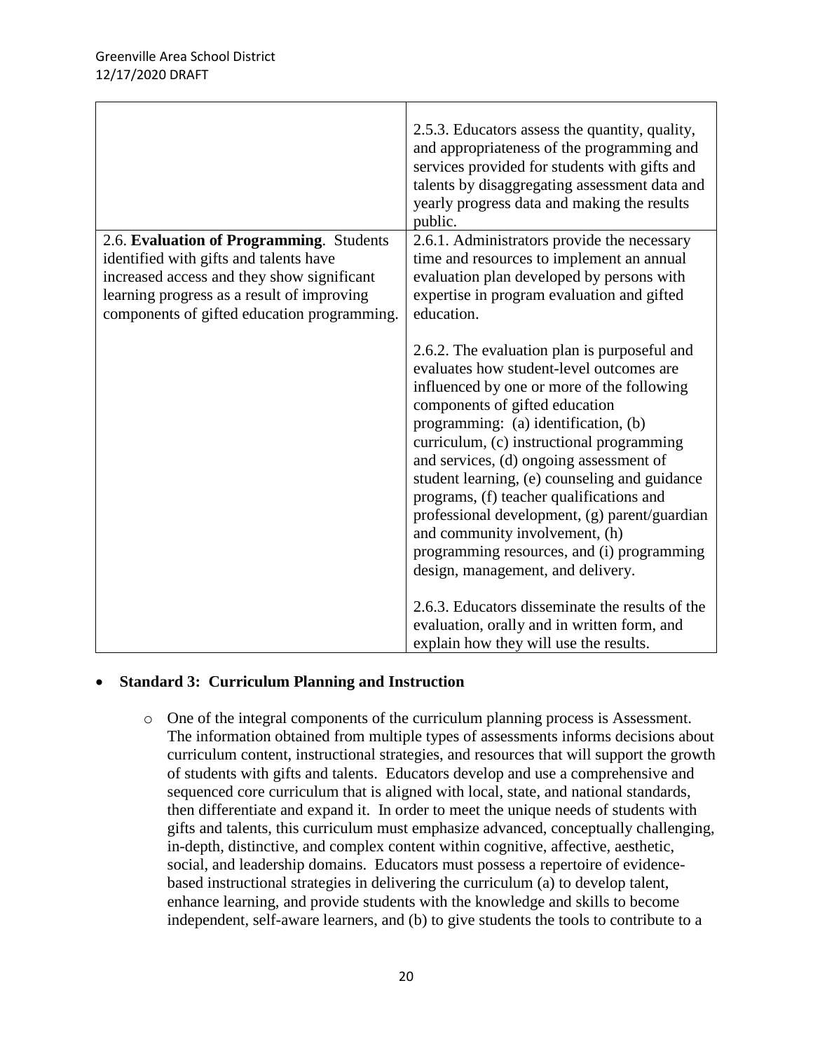| | |
|---|---|
| | 2.5.3. Educators assess the quantity, quality, and appropriateness of the programming and services provided for students with gifts and talents by disaggregating assessment data and yearly progress data and making the results public. |
| 2.6. **Evaluation of Programming**. Students identified with gifts and talents have increased access and they show significant learning progress as a result of improving components of gifted education programming. | 2.6.1. Administrators provide the necessary time and resources to implement an annual evaluation plan developed by persons with expertise in program evaluation and gifted education.<br><br>2.6.2. The evaluation plan is purposeful and evaluates how student-level outcomes are influenced by one or more of the following components of gifted education programming: (a) identification, (b) curriculum, (c) instructional programming and services, (d) ongoing assessment of student learning, (e) counseling and guidance programs, (f) teacher qualifications and professional development, (g) parent/guardian and community involvement, (h) programming resources, and (i) programming design, management, and delivery.<br><br>2.6.3. Educators disseminate the results of the evaluation, orally and in written form, and explain how they will use the results. |

- **Standard 3: Curriculum Planning and Instruction**
    - One of the integral components of the curriculum planning process is Assessment. The information obtained from multiple types of assessments informs decisions about curriculum content, instructional strategies, and resources that will support the growth of students with gifts and talents. Educators develop and use a comprehensive and sequenced core curriculum that is aligned with local, state, and national standards, then differentiate and expand it. In order to meet the unique needs of students with gifts and talents, this curriculum must emphasize advanced, conceptually challenging, in-depth, distinctive, and complex content within cognitive, affective, aesthetic, social, and leadership domains. Educators must possess a repertoire of evidence-based instructional strategies in delivering the curriculum (a) to develop talent, enhance learning, and provide students with the knowledge and skills to become independent, self-aware learners, and (b) to give students the tools to contribute to a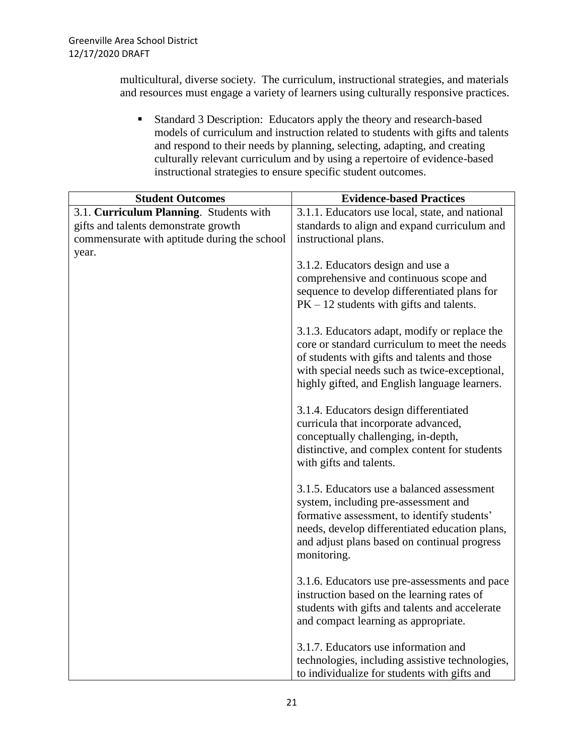multicultural, diverse society. The curriculum, instructional strategies, and materials and resources must engage a variety of learners using culturally responsive practices.

- Standard 3 Description: Educators apply the theory and research-based models of curriculum and instruction related to students with gifts and talents and respond to their needs by planning, selecting, adapting, and creating culturally relevant curriculum and by using a repertoire of evidence-based instructional strategies to ensure specific student outcomes.

| Student Outcomes | Evidence-based Practices |
|---|---|
| 3.1. **Curriculum Planning**. Students with gifts and talents demonstrate growth commensurate with aptitude during the school year. | 3.1.1. Educators use local, state, and national standards to align and expand curriculum and instructional plans.<br><br>3.1.2. Educators design and use a comprehensive and continuous scope and sequence to develop differentiated plans for PK – 12 students with gifts and talents.<br><br>3.1.3. Educators adapt, modify or replace the core or standard curriculum to meet the needs of students with gifts and talents and those with special needs such as twice-exceptional, highly gifted, and English language learners.<br><br>3.1.4. Educators design differentiated curricula that incorporate advanced, conceptually challenging, in-depth, distinctive, and complex content for students with gifts and talents.<br><br>3.1.5. Educators use a balanced assessment system, including pre-assessment and formative assessment, to identify students' needs, develop differentiated education plans, and adjust plans based on continual progress monitoring.<br><br>3.1.6. Educators use pre-assessments and pace instruction based on the learning rates of students with gifts and talents and accelerate and compact learning as appropriate.<br><br>3.1.7. Educators use information and technologies, including assistive technologies, to individualize for students with gifts and |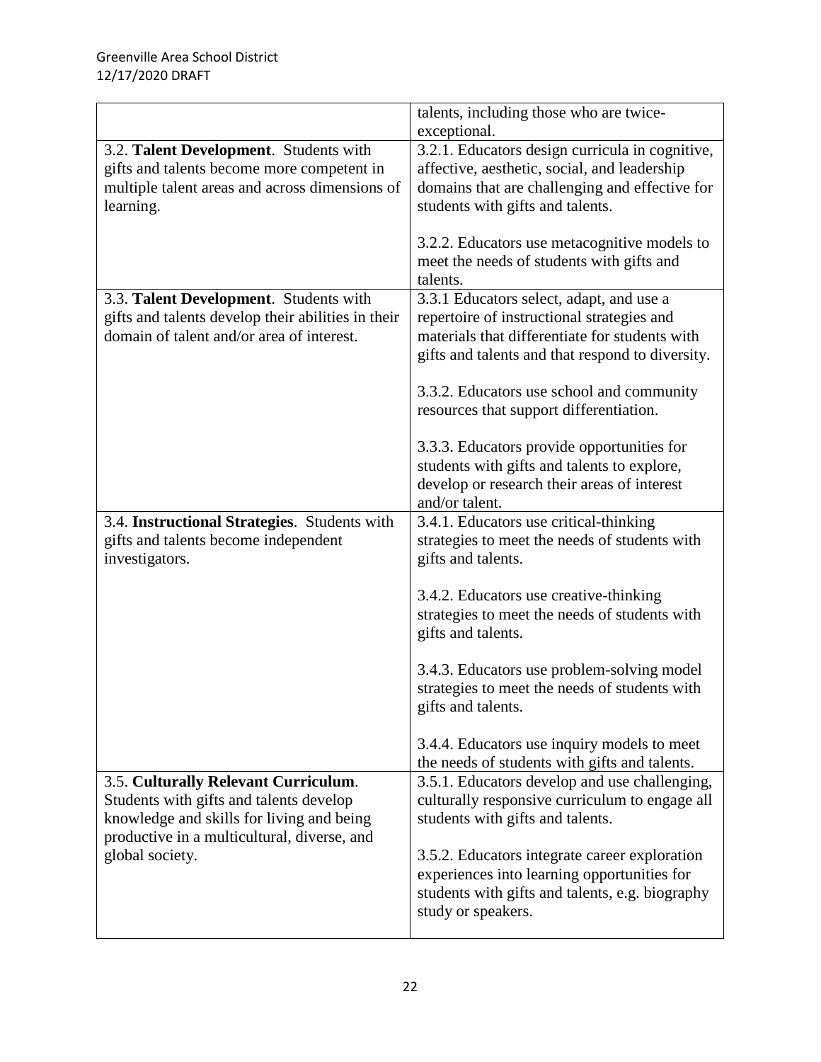| | |
|---|---|
| | talents, including those who are twice-exceptional. |
| 3.2. **Talent Development**. Students with gifts and talents become more competent in multiple talent areas and across dimensions of learning. | 3.2.1. Educators design curricula in cognitive, affective, aesthetic, social, and leadership domains that are challenging and effective for students with gifts and talents.<br><br>3.2.2. Educators use metacognitive models to meet the needs of students with gifts and talents. |
| 3.3. **Talent Development**. Students with gifts and talents develop their abilities in their domain of talent and/or area of interest. | 3.3.1 Educators select, adapt, and use a repertoire of instructional strategies and materials that differentiate for students with gifts and talents and that respond to diversity.<br><br>3.3.2. Educators use school and community resources that support differentiation.<br><br>3.3.3. Educators provide opportunities for students with gifts and talents to explore, develop or research their areas of interest and/or talent. |
| 3.4. **Instructional Strategies**. Students with gifts and talents become independent investigators. | 3.4.1. Educators use critical-thinking strategies to meet the needs of students with gifts and talents.<br><br>3.4.2. Educators use creative-thinking strategies to meet the needs of students with gifts and talents.<br><br>3.4.3. Educators use problem-solving model strategies to meet the needs of students with gifts and talents.<br><br>3.4.4. Educators use inquiry models to meet the needs of students with gifts and talents. |
| 3.5. **Culturally Relevant Curriculum**. Students with gifts and talents develop knowledge and skills for living and being productive in a multicultural, diverse, and global society. | 3.5.1. Educators develop and use challenging, culturally responsive curriculum to engage all students with gifts and talents.<br><br>3.5.2. Educators integrate career exploration experiences into learning opportunities for students with gifts and talents, e.g. biography study or speakers. |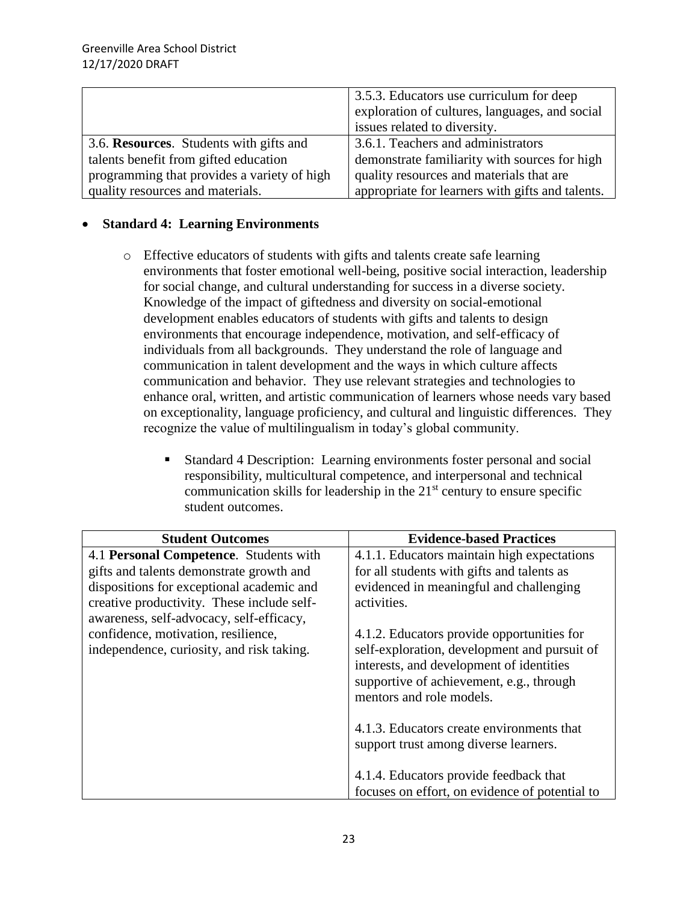| | |
|---|---|
| | 3.5.3. Educators use curriculum for deep exploration of cultures, languages, and social issues related to diversity. |
| 3.6. **Resources**. Students with gifts and talents benefit from gifted education programming that provides a variety of high quality resources and materials. | 3.6.1. Teachers and administrators demonstrate familiarity with sources for high quality resources and materials that are appropriate for learners with gifts and talents. |

- **Standard 4: Learning Environments**
  - Effective educators of students with gifts and talents create safe learning environments that foster emotional well-being, positive social interaction, leadership for social change, and cultural understanding for success in a diverse society. Knowledge of the impact of giftedness and diversity on social-emotional development enables educators of students with gifts and talents to design environments that encourage independence, motivation, and self-efficacy of individuals from all backgrounds. They understand the role of language and communication in talent development and the ways in which culture affects communication and behavior. They use relevant strategies and technologies to enhance oral, written, and artistic communication of learners whose needs vary based on exceptionality, language proficiency, and cultural and linguistic differences. They recognize the value of multilingualism in today's global community.
    - Standard 4 Description: Learning environments foster personal and social responsibility, multicultural competence, and interpersonal and technical communication skills for leadership in the 21st century to ensure specific student outcomes.

| Student Outcomes | Evidence-based Practices |
|---|---|
| 4.1 **Personal Competence**. Students with gifts and talents demonstrate growth and dispositions for exceptional academic and creative productivity. These include self-awareness, self-advocacy, self-efficacy, confidence, motivation, resilience, independence, curiosity, and risk taking. | 4.1.1. Educators maintain high expectations for all students with gifts and talents as evidenced in meaningful and challenging activities.<br><br>4.1.2. Educators provide opportunities for self-exploration, development and pursuit of interests, and development of identities supportive of achievement, e.g., through mentors and role models.<br><br>4.1.3. Educators create environments that support trust among diverse learners.<br><br>4.1.4. Educators provide feedback that focuses on effort, on evidence of potential to |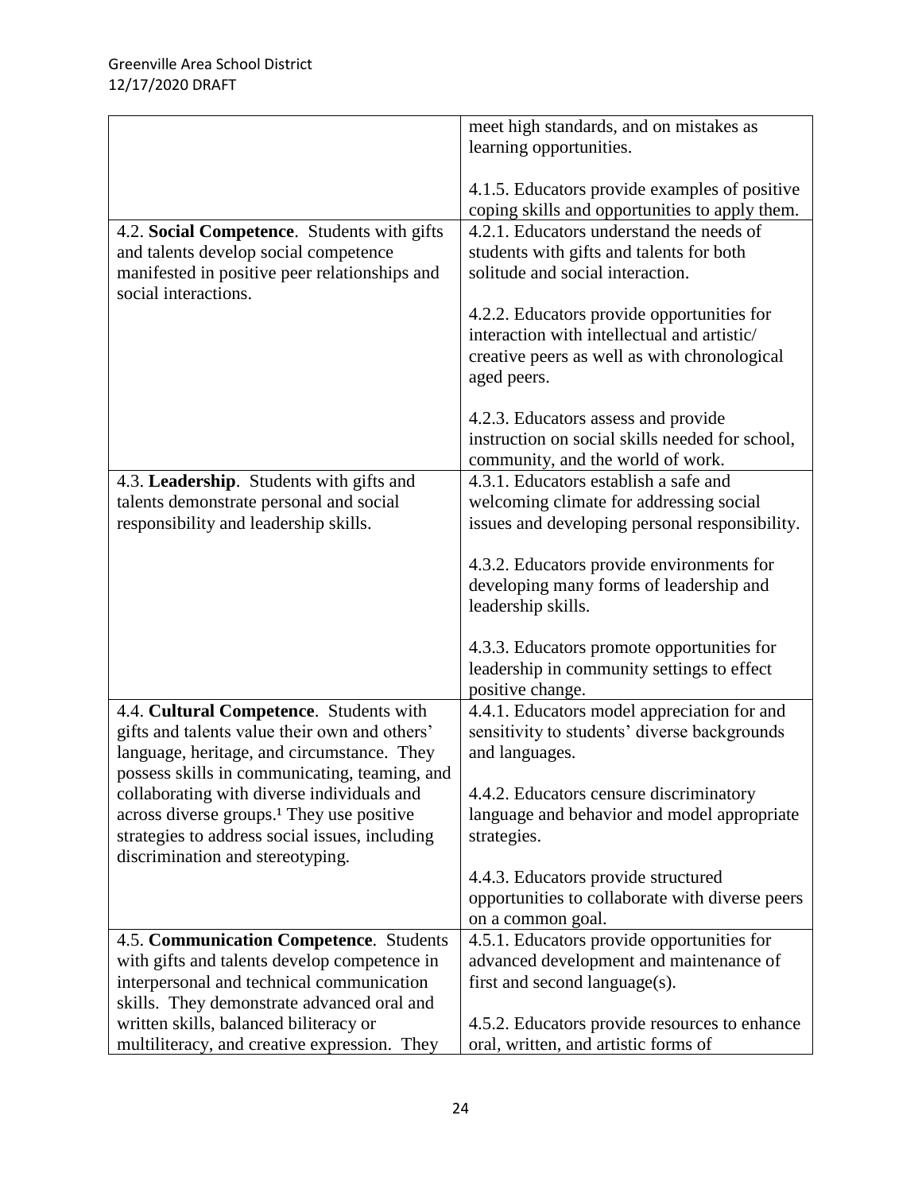| | |
|---|---|
| | meet high standards, and on mistakes as learning opportunities.<br><br>4.1.5. Educators provide examples of positive coping skills and opportunities to apply them. |
| 4.2. **Social Competence**. Students with gifts and talents develop social competence manifested in positive peer relationships and social interactions. | 4.2.1. Educators understand the needs of students with gifts and talents for both solitude and social interaction.<br><br>4.2.2. Educators provide opportunities for interaction with intellectual and artistic/ creative peers as well as with chronological aged peers.<br><br>4.2.3. Educators assess and provide instruction on social skills needed for school, community, and the world of work. |
| 4.3. **Leadership**. Students with gifts and talents demonstrate personal and social responsibility and leadership skills. | 4.3.1. Educators establish a safe and welcoming climate for addressing social issues and developing personal responsibility.<br><br>4.3.2. Educators provide environments for developing many forms of leadership and leadership skills.<br><br>4.3.3. Educators promote opportunities for leadership in community settings to effect positive change. |
| 4.4. **Cultural Competence**. Students with gifts and talents value their own and others' language, heritage, and circumstance. They possess skills in communicating, teaming, and collaborating with diverse individuals and across diverse groups.[1] They use positive strategies to address social issues, including discrimination and stereotyping. | 4.4.1. Educators model appreciation for and sensitivity to students' diverse backgrounds and languages.<br><br>4.4.2. Educators censure discriminatory language and behavior and model appropriate strategies.<br><br>4.4.3. Educators provide structured opportunities to collaborate with diverse peers on a common goal. |
| 4.5. **Communication Competence**. Students with gifts and talents develop competence in interpersonal and technical communication skills. They demonstrate advanced oral and written skills, balanced biliteracy or multiliteracy, and creative expression. They | 4.5.1. Educators provide opportunities for advanced development and maintenance of first and second language(s).<br><br>4.5.2. Educators provide resources to enhance oral, written, and artistic forms of |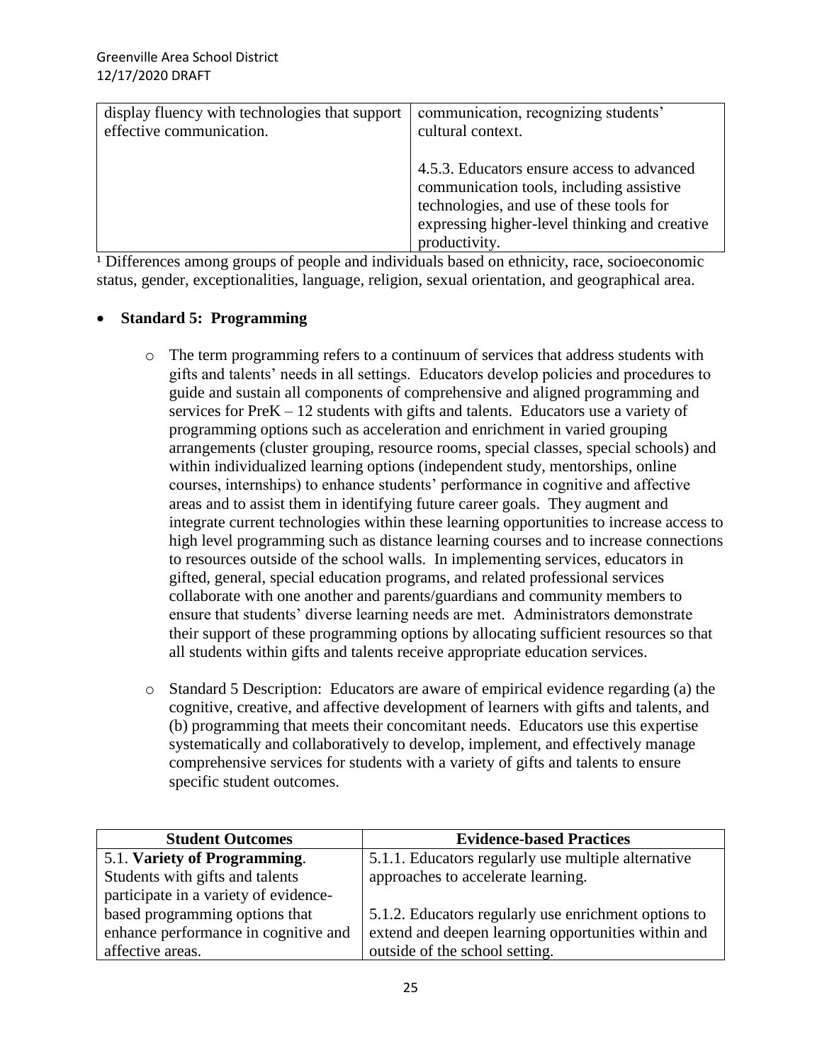| | |
|---|---|
| display fluency with technologies that support effective communication. | communication, recognizing students' cultural context.<br><br>4.5.3. Educators ensure access to advanced communication tools, including assistive technologies, and use of these tools for expressing higher-level thinking and creative productivity. |

[1] Differences among groups of people and individuals based on ethnicity, race, socioeconomic status, gender, exceptionalities, language, religion, sexual orientation, and geographical area.

- **Standard 5: Programming**
  - The term programming refers to a continuum of services that address students with gifts and talents' needs in all settings. Educators develop policies and procedures to guide and sustain all components of comprehensive and aligned programming and services for PreK – 12 students with gifts and talents. Educators use a variety of programming options such as acceleration and enrichment in varied grouping arrangements (cluster grouping, resource rooms, special classes, special schools) and within individualized learning options (independent study, mentorships, online courses, internships) to enhance students' performance in cognitive and affective areas and to assist them in identifying future career goals. They augment and integrate current technologies within these learning opportunities to increase access to high level programming such as distance learning courses and to increase connections to resources outside of the school walls. In implementing services, educators in gifted, general, special education programs, and related professional services collaborate with one another and parents/guardians and community members to ensure that students' diverse learning needs are met. Administrators demonstrate their support of these programming options by allocating sufficient resources so that all students within gifts and talents receive appropriate education services.
  - Standard 5 Description: Educators are aware of empirical evidence regarding (a) the cognitive, creative, and affective development of learners with gifts and talents, and (b) programming that meets their concomitant needs. Educators use this expertise systematically and collaboratively to develop, implement, and effectively manage comprehensive services for students with a variety of gifts and talents to ensure specific student outcomes.

| Student Outcomes | Evidence-based Practices |
|---|---|
| 5.1. **Variety of Programming**. Students with gifts and talents participate in a variety of evidence-based programming options that enhance performance in cognitive and affective areas. | 5.1.1. Educators regularly use multiple alternative approaches to accelerate learning.<br><br>5.1.2. Educators regularly use enrichment options to extend and deepen learning opportunities within and outside of the school setting. |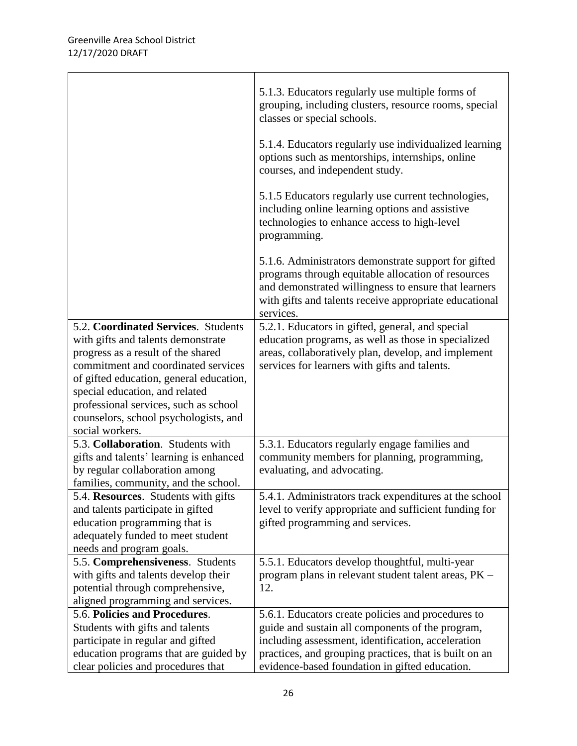| | |
|---|---|
| | 5.1.3. Educators regularly use multiple forms of grouping, including clusters, resource rooms, special classes or special schools.<br><br>5.1.4. Educators regularly use individualized learning options such as mentorships, internships, online courses, and independent study.<br><br>5.1.5 Educators regularly use current technologies, including online learning options and assistive technologies to enhance access to high-level programming.<br><br>5.1.6. Administrators demonstrate support for gifted programs through equitable allocation of resources and demonstrated willingness to ensure that learners with gifts and talents receive appropriate educational services. |
| 5.2. **Coordinated Services**. Students with gifts and talents demonstrate progress as a result of the shared commitment and coordinated services of gifted education, general education, special education, and related professional services, such as school counselors, school psychologists, and social workers. | 5.2.1. Educators in gifted, general, and special education programs, as well as those in specialized areas, collaboratively plan, develop, and implement services for learners with gifts and talents. |
| 5.3. **Collaboration**. Students with gifts and talents' learning is enhanced by regular collaboration among families, community, and the school. | 5.3.1. Educators regularly engage families and community members for planning, programming, evaluating, and advocating. |
| 5.4. **Resources**. Students with gifts and talents participate in gifted education programming that is adequately funded to meet student needs and program goals. | 5.4.1. Administrators track expenditures at the school level to verify appropriate and sufficient funding for gifted programming and services. |
| 5.5. **Comprehensiveness**. Students with gifts and talents develop their potential through comprehensive, aligned programming and services. | 5.5.1. Educators develop thoughtful, multi-year program plans in relevant student talent areas, PK – 12. |
| 5.6. **Policies and Procedures**. Students with gifts and talents participate in regular and gifted education programs that are guided by clear policies and procedures that | 5.6.1. Educators create policies and procedures to guide and sustain all components of the program, including assessment, identification, acceleration practices, and grouping practices, that is built on an evidence-based foundation in gifted education. |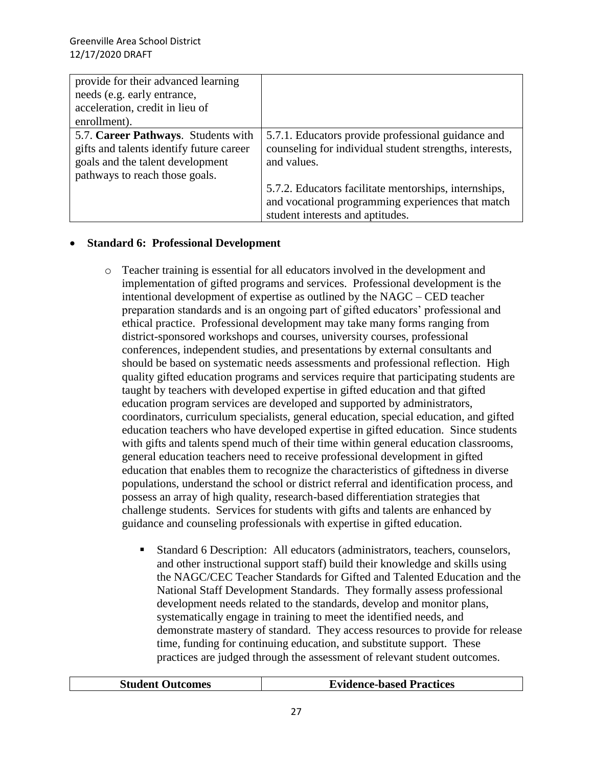| | |
|---|---|
| provide for their advanced learning needs (e.g. early entrance, acceleration, credit in lieu of enrollment). | |
| 5.7. **Career Pathways**. Students with gifts and talents identify future career goals and the talent development pathways to reach those goals. | 5.7.1. Educators provide professional guidance and counseling for individual student strengths, interests, and values.<br><br>5.7.2. Educators facilitate mentorships, internships, and vocational programming experiences that match student interests and aptitudes. |

- **Standard 6: Professional Development**
  - Teacher training is essential for all educators involved in the development and implementation of gifted programs and services. Professional development is the intentional development of expertise as outlined by the NAGC – CED teacher preparation standards and is an ongoing part of gifted educators' professional and ethical practice. Professional development may take many forms ranging from district-sponsored workshops and courses, university courses, professional conferences, independent studies, and presentations by external consultants and should be based on systematic needs assessments and professional reflection. High quality gifted education programs and services require that participating students are taught by teachers with developed expertise in gifted education and that gifted education program services are developed and supported by administrators, coordinators, curriculum specialists, general education, special education, and gifted education teachers who have developed expertise in gifted education. Since students with gifts and talents spend much of their time within general education classrooms, general education teachers need to receive professional development in gifted education that enables them to recognize the characteristics of giftedness in diverse populations, understand the school or district referral and identification process, and possess an array of high quality, research-based differentiation strategies that challenge students. Services for students with gifts and talents are enhanced by guidance and counseling professionals with expertise in gifted education.
    - Standard 6 Description: All educators (administrators, teachers, counselors, and other instructional support staff) build their knowledge and skills using the NAGC/CEC Teacher Standards for Gifted and Talented Education and the National Staff Development Standards. They formally assess professional development needs related to the standards, develop and monitor plans, systematically engage in training to meet the identified needs, and demonstrate mastery of standard. They access resources to provide for release time, funding for continuing education, and substitute support. These practices are judged through the assessment of relevant student outcomes.

| Student Outcomes | Evidence-based Practices |
|---|---|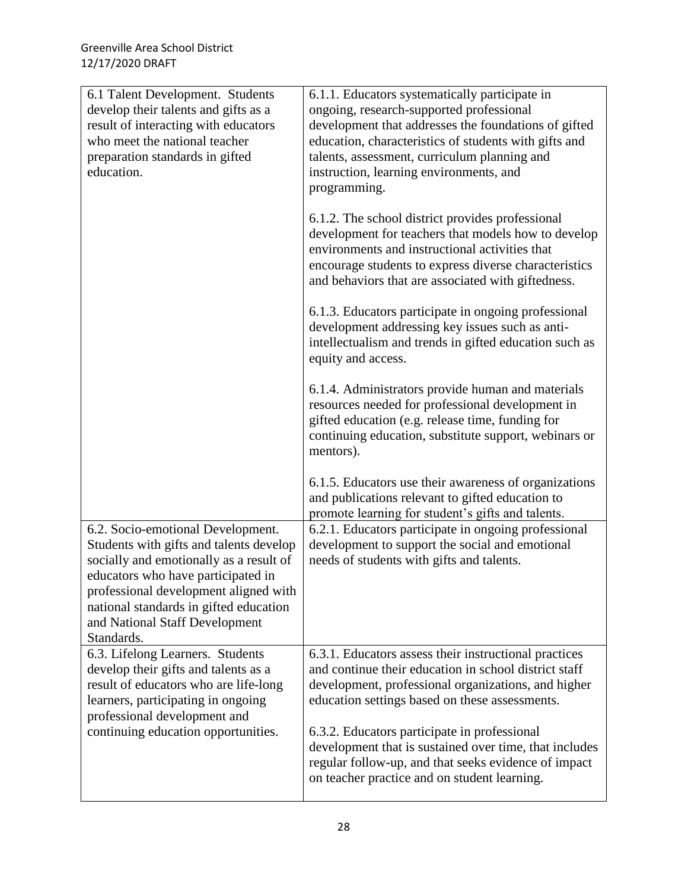| 6.1 Talent Development. Students develop their talents and gifts as a result of interacting with educators who meet the national teacher preparation standards in gifted education. | 6.1.1. Educators systematically participate in ongoing, research-supported professional development that addresses the foundations of gifted education, characteristics of students with gifts and talents, assessment, curriculum planning and instruction, learning environments, and programming.<br><br>6.1.2. The school district provides professional development for teachers that models how to develop environments and instructional activities that encourage students to express diverse characteristics and behaviors that are associated with giftedness.<br><br>6.1.3. Educators participate in ongoing professional development addressing key issues such as anti-intellectualism and trends in gifted education such as equity and access.<br><br>6.1.4. Administrators provide human and materials resources needed for professional development in gifted education (e.g. release time, funding for continuing education, substitute support, webinars or mentors).<br><br>6.1.5. Educators use their awareness of organizations and publications relevant to gifted education to promote learning for student's gifts and talents. |
|---|---|
| 6.2. Socio-emotional Development. Students with gifts and talents develop socially and emotionally as a result of educators who have participated in professional development aligned with national standards in gifted education and National Staff Development Standards. | 6.2.1. Educators participate in ongoing professional development to support the social and emotional needs of students with gifts and talents. |
| 6.3. Lifelong Learners. Students develop their gifts and talents as a result of educators who are life-long learners, participating in ongoing professional development and continuing education opportunities. | 6.3.1. Educators assess their instructional practices and continue their education in school district staff development, professional organizations, and higher education settings based on these assessments.<br><br>6.3.2. Educators participate in professional development that is sustained over time, that includes regular follow-up, and that seeks evidence of impact on teacher practice and on student learning. |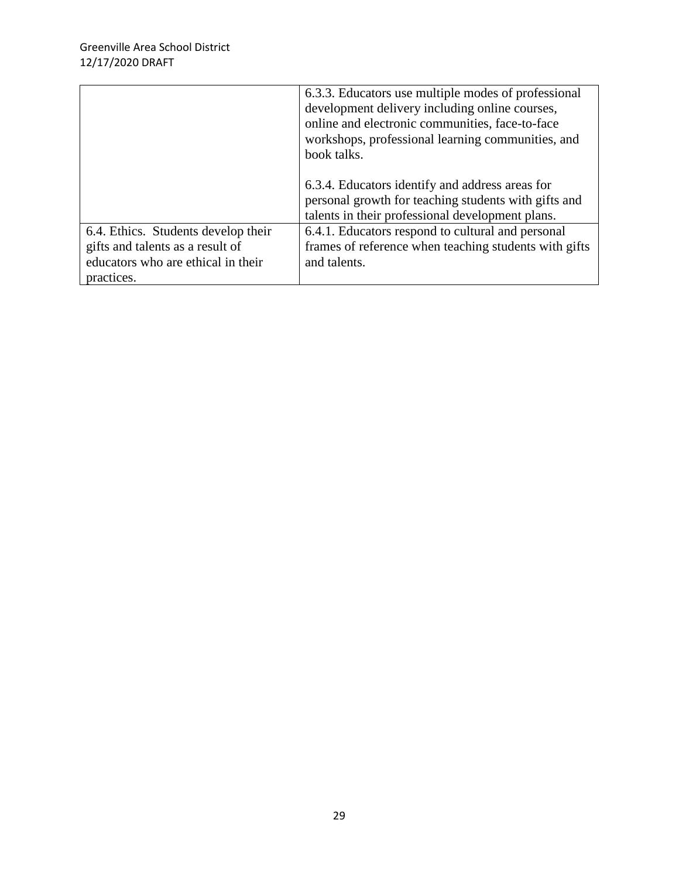| | |
|---|---|
| | 6.3.3. Educators use multiple modes of professional development delivery including online courses, online and electronic communities, face-to-face workshops, professional learning communities, and book talks.<br><br>6.3.4. Educators identify and address areas for personal growth for teaching students with gifts and talents in their professional development plans. |
| 6.4. Ethics. Students develop their gifts and talents as a result of educators who are ethical in their practices. | 6.4.1. Educators respond to cultural and personal frames of reference when teaching students with gifts and talents. |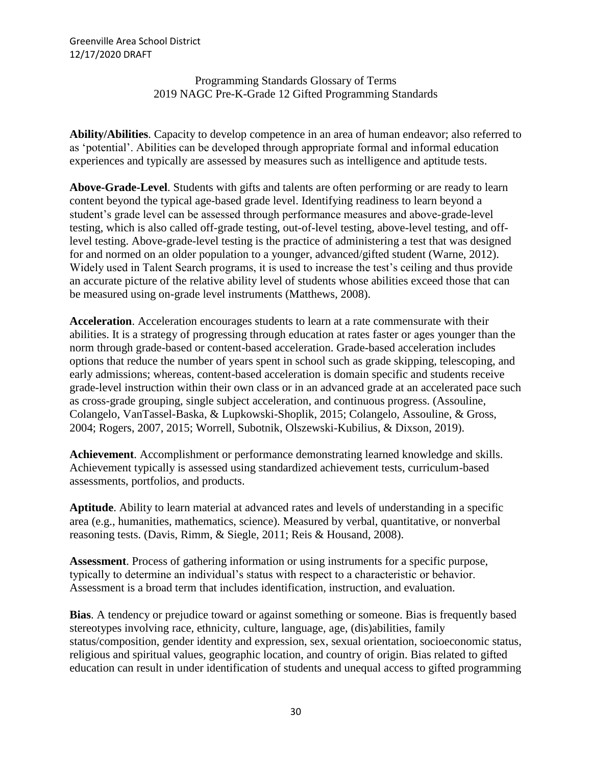Programming Standards Glossary of Terms
2019 NAGC Pre-K-Grade 12 Gifted Programming Standards

**Ability/Abilities**. Capacity to develop competence in an area of human endeavor; also referred to as 'potential'. Abilities can be developed through appropriate formal and informal education experiences and typically are assessed by measures such as intelligence and aptitude tests.

**Above-Grade-Level**. Students with gifts and talents are often performing or are ready to learn content beyond the typical age-based grade level. Identifying readiness to learn beyond a student's grade level can be assessed through performance measures and above-grade-level testing, which is also called off-grade testing, out-of-level testing, above-level testing, and off-level testing. Above-grade-level testing is the practice of administering a test that was designed for and normed on an older population to a younger, advanced/gifted student (Warne, 2012). Widely used in Talent Search programs, it is used to increase the test's ceiling and thus provide an accurate picture of the relative ability level of students whose abilities exceed those that can be measured using on-grade level instruments (Matthews, 2008).

**Acceleration**. Acceleration encourages students to learn at a rate commensurate with their abilities. It is a strategy of progressing through education at rates faster or ages younger than the norm through grade-based or content-based acceleration. Grade-based acceleration includes options that reduce the number of years spent in school such as grade skipping, telescoping, and early admissions; whereas, content-based acceleration is domain specific and students receive grade-level instruction within their own class or in an advanced grade at an accelerated pace such as cross-grade grouping, single subject acceleration, and continuous progress. (Assouline, Colangelo, VanTassel-Baska, & Lupkowski-Shoplik, 2015; Colangelo, Assouline, & Gross, 2004; Rogers, 2007, 2015; Worrell, Subotnik, Olszewski-Kubilius, & Dixson, 2019).

**Achievement**. Accomplishment or performance demonstrating learned knowledge and skills. Achievement typically is assessed using standardized achievement tests, curriculum-based assessments, portfolios, and products.

**Aptitude**. Ability to learn material at advanced rates and levels of understanding in a specific area (e.g., humanities, mathematics, science). Measured by verbal, quantitative, or nonverbal reasoning tests. (Davis, Rimm, & Siegle, 2011; Reis & Housand, 2008).

**Assessment**. Process of gathering information or using instruments for a specific purpose, typically to determine an individual's status with respect to a characteristic or behavior. Assessment is a broad term that includes identification, instruction, and evaluation.

**Bias**. A tendency or prejudice toward or against something or someone. Bias is frequently based stereotypes involving race, ethnicity, culture, language, age, (dis)abilities, family status/composition, gender identity and expression, sex, sexual orientation, socioeconomic status, religious and spiritual values, geographic location, and country of origin. Bias related to gifted education can result in under identification of students and unequal access to gifted programming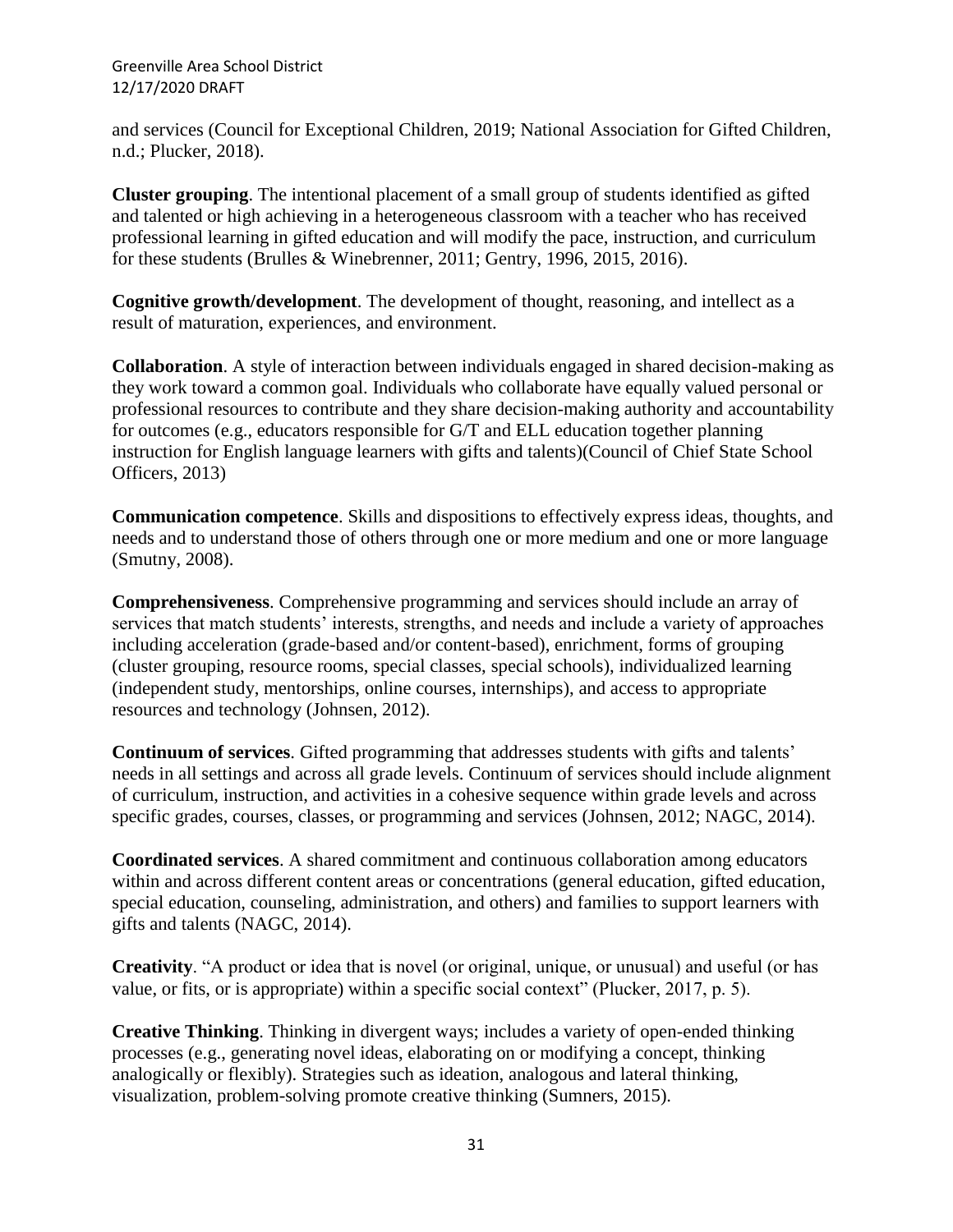and services (Council for Exceptional Children, 2019; National Association for Gifted Children, n.d.; Plucker, 2018).

**Cluster grouping**. The intentional placement of a small group of students identified as gifted and talented or high achieving in a heterogeneous classroom with a teacher who has received professional learning in gifted education and will modify the pace, instruction, and curriculum for these students (Brulles & Winebrenner, 2011; Gentry, 1996, 2015, 2016).

**Cognitive growth/development**. The development of thought, reasoning, and intellect as a result of maturation, experiences, and environment.

**Collaboration**. A style of interaction between individuals engaged in shared decision-making as they work toward a common goal. Individuals who collaborate have equally valued personal or professional resources to contribute and they share decision-making authority and accountability for outcomes (e.g., educators responsible for G/T and ELL education together planning instruction for English language learners with gifts and talents)(Council of Chief State School Officers, 2013)

**Communication competence**. Skills and dispositions to effectively express ideas, thoughts, and needs and to understand those of others through one or more medium and one or more language (Smutny, 2008).

**Comprehensiveness**. Comprehensive programming and services should include an array of services that match students' interests, strengths, and needs and include a variety of approaches including acceleration (grade-based and/or content-based), enrichment, forms of grouping (cluster grouping, resource rooms, special classes, special schools), individualized learning (independent study, mentorships, online courses, internships), and access to appropriate resources and technology (Johnsen, 2012).

**Continuum of services**. Gifted programming that addresses students with gifts and talents' needs in all settings and across all grade levels. Continuum of services should include alignment of curriculum, instruction, and activities in a cohesive sequence within grade levels and across specific grades, courses, classes, or programming and services (Johnsen, 2012; NAGC, 2014).

**Coordinated services**. A shared commitment and continuous collaboration among educators within and across different content areas or concentrations (general education, gifted education, special education, counseling, administration, and others) and families to support learners with gifts and talents (NAGC, 2014).

**Creativity**. "A product or idea that is novel (or original, unique, or unusual) and useful (or has value, or fits, or is appropriate) within a specific social context" (Plucker, 2017, p. 5).

**Creative Thinking**. Thinking in divergent ways; includes a variety of open-ended thinking processes (e.g., generating novel ideas, elaborating on or modifying a concept, thinking analogically or flexibly). Strategies such as ideation, analogous and lateral thinking, visualization, problem-solving promote creative thinking (Sumners, 2015).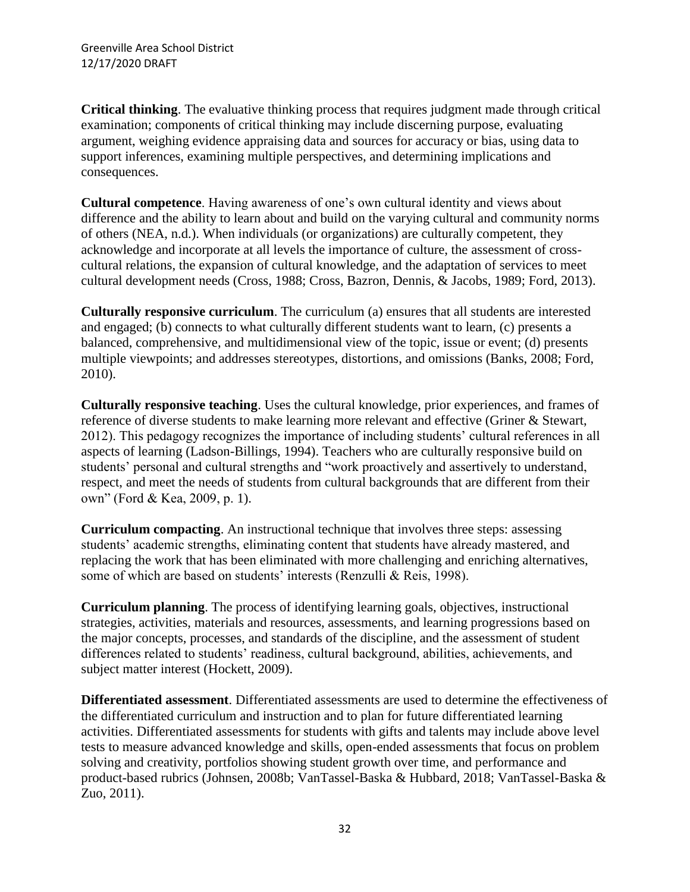**Critical thinking**. The evaluative thinking process that requires judgment made through critical examination; components of critical thinking may include discerning purpose, evaluating argument, weighing evidence appraising data and sources for accuracy or bias, using data to support inferences, examining multiple perspectives, and determining implications and consequences.

**Cultural competence**. Having awareness of one's own cultural identity and views about difference and the ability to learn about and build on the varying cultural and community norms of others (NEA, n.d.). When individuals (or organizations) are culturally competent, they acknowledge and incorporate at all levels the importance of culture, the assessment of cross-cultural relations, the expansion of cultural knowledge, and the adaptation of services to meet cultural development needs (Cross, 1988; Cross, Bazron, Dennis, & Jacobs, 1989; Ford, 2013).

**Culturally responsive curriculum**. The curriculum (a) ensures that all students are interested and engaged; (b) connects to what culturally different students want to learn, (c) presents a balanced, comprehensive, and multidimensional view of the topic, issue or event; (d) presents multiple viewpoints; and addresses stereotypes, distortions, and omissions (Banks, 2008; Ford, 2010).

**Culturally responsive teaching**. Uses the cultural knowledge, prior experiences, and frames of reference of diverse students to make learning more relevant and effective (Griner & Stewart, 2012). This pedagogy recognizes the importance of including students' cultural references in all aspects of learning (Ladson-Billings, 1994). Teachers who are culturally responsive build on students' personal and cultural strengths and "work proactively and assertively to understand, respect, and meet the needs of students from cultural backgrounds that are different from their own" (Ford & Kea, 2009, p. 1).

**Curriculum compacting**. An instructional technique that involves three steps: assessing students' academic strengths, eliminating content that students have already mastered, and replacing the work that has been eliminated with more challenging and enriching alternatives, some of which are based on students' interests (Renzulli & Reis, 1998).

**Curriculum planning**. The process of identifying learning goals, objectives, instructional strategies, activities, materials and resources, assessments, and learning progressions based on the major concepts, processes, and standards of the discipline, and the assessment of student differences related to students' readiness, cultural background, abilities, achievements, and subject matter interest (Hockett, 2009).

**Differentiated assessment**. Differentiated assessments are used to determine the effectiveness of the differentiated curriculum and instruction and to plan for future differentiated learning activities. Differentiated assessments for students with gifts and talents may include above level tests to measure advanced knowledge and skills, open-ended assessments that focus on problem solving and creativity, portfolios showing student growth over time, and performance and product-based rubrics (Johnsen, 2008b; VanTassel-Baska & Hubbard, 2018; VanTassel-Baska & Zuo, 2011).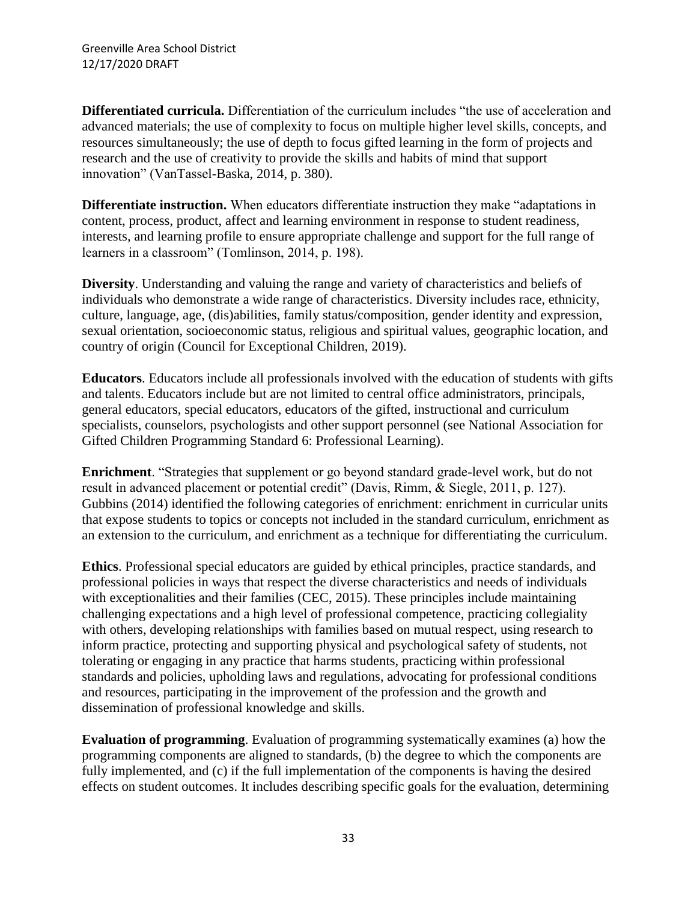**Differentiated curricula.** Differentiation of the curriculum includes "the use of acceleration and advanced materials; the use of complexity to focus on multiple higher level skills, concepts, and resources simultaneously; the use of depth to focus gifted learning in the form of projects and research and the use of creativity to provide the skills and habits of mind that support innovation" (VanTassel-Baska, 2014, p. 380).

**Differentiate instruction.** When educators differentiate instruction they make "adaptations in content, process, product, affect and learning environment in response to student readiness, interests, and learning profile to ensure appropriate challenge and support for the full range of learners in a classroom" (Tomlinson, 2014, p. 198).

**Diversity**. Understanding and valuing the range and variety of characteristics and beliefs of individuals who demonstrate a wide range of characteristics. Diversity includes race, ethnicity, culture, language, age, (dis)abilities, family status/composition, gender identity and expression, sexual orientation, socioeconomic status, religious and spiritual values, geographic location, and country of origin (Council for Exceptional Children, 2019).

**Educators**. Educators include all professionals involved with the education of students with gifts and talents. Educators include but are not limited to central office administrators, principals, general educators, special educators, educators of the gifted, instructional and curriculum specialists, counselors, psychologists and other support personnel (see National Association for Gifted Children Programming Standard 6: Professional Learning).

**Enrichment**. "Strategies that supplement or go beyond standard grade-level work, but do not result in advanced placement or potential credit" (Davis, Rimm, & Siegle, 2011, p. 127). Gubbins (2014) identified the following categories of enrichment: enrichment in curricular units that expose students to topics or concepts not included in the standard curriculum, enrichment as an extension to the curriculum, and enrichment as a technique for differentiating the curriculum.

**Ethics**. Professional special educators are guided by ethical principles, practice standards, and professional policies in ways that respect the diverse characteristics and needs of individuals with exceptionalities and their families (CEC, 2015). These principles include maintaining challenging expectations and a high level of professional competence, practicing collegiality with others, developing relationships with families based on mutual respect, using research to inform practice, protecting and supporting physical and psychological safety of students, not tolerating or engaging in any practice that harms students, practicing within professional standards and policies, upholding laws and regulations, advocating for professional conditions and resources, participating in the improvement of the profession and the growth and dissemination of professional knowledge and skills.

**Evaluation of programming**. Evaluation of programming systematically examines (a) how the programming components are aligned to standards, (b) the degree to which the components are fully implemented, and (c) if the full implementation of the components is having the desired effects on student outcomes. It includes describing specific goals for the evaluation, determining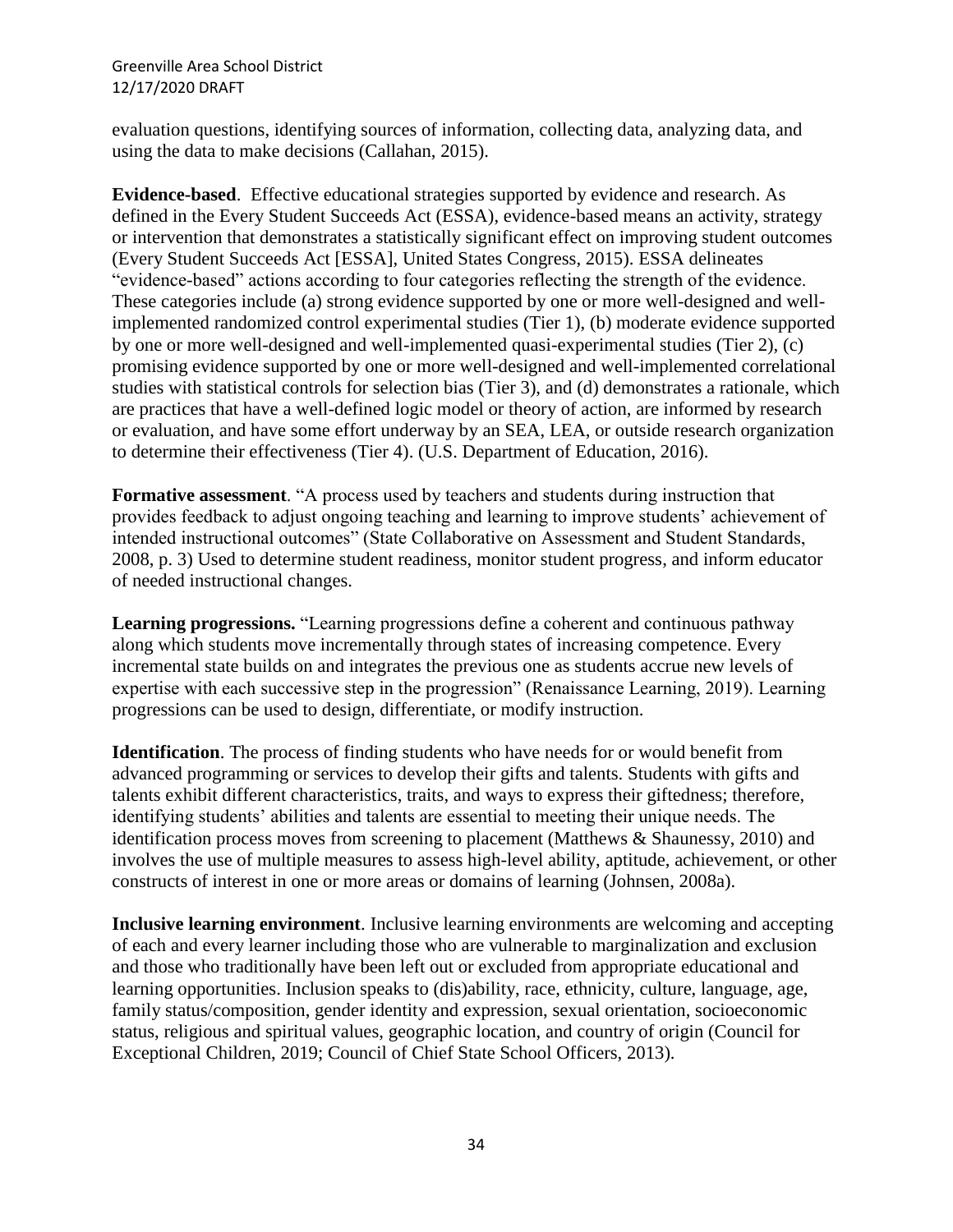evaluation questions, identifying sources of information, collecting data, analyzing data, and using the data to make decisions (Callahan, 2015).

**Evidence-based**. Effective educational strategies supported by evidence and research. As defined in the Every Student Succeeds Act (ESSA), evidence-based means an activity, strategy or intervention that demonstrates a statistically significant effect on improving student outcomes (Every Student Succeeds Act [ESSA], United States Congress, 2015). ESSA delineates "evidence-based" actions according to four categories reflecting the strength of the evidence. These categories include (a) strong evidence supported by one or more well-designed and well-implemented randomized control experimental studies (Tier 1), (b) moderate evidence supported by one or more well-designed and well-implemented quasi-experimental studies (Tier 2), (c) promising evidence supported by one or more well-designed and well-implemented correlational studies with statistical controls for selection bias (Tier 3), and (d) demonstrates a rationale, which are practices that have a well-defined logic model or theory of action, are informed by research or evaluation, and have some effort underway by an SEA, LEA, or outside research organization to determine their effectiveness (Tier 4). (U.S. Department of Education, 2016).

**Formative assessment**. "A process used by teachers and students during instruction that provides feedback to adjust ongoing teaching and learning to improve students' achievement of intended instructional outcomes" (State Collaborative on Assessment and Student Standards, 2008, p. 3) Used to determine student readiness, monitor student progress, and inform educator of needed instructional changes.

**Learning progressions.** "Learning progressions define a coherent and continuous pathway along which students move incrementally through states of increasing competence. Every incremental state builds on and integrates the previous one as students accrue new levels of expertise with each successive step in the progression" (Renaissance Learning, 2019). Learning progressions can be used to design, differentiate, or modify instruction.

**Identification**. The process of finding students who have needs for or would benefit from advanced programming or services to develop their gifts and talents. Students with gifts and talents exhibit different characteristics, traits, and ways to express their giftedness; therefore, identifying students' abilities and talents are essential to meeting their unique needs. The identification process moves from screening to placement (Matthews & Shaunessy, 2010) and involves the use of multiple measures to assess high-level ability, aptitude, achievement, or other constructs of interest in one or more areas or domains of learning (Johnsen, 2008a).

**Inclusive learning environment**. Inclusive learning environments are welcoming and accepting of each and every learner including those who are vulnerable to marginalization and exclusion and those who traditionally have been left out or excluded from appropriate educational and learning opportunities. Inclusion speaks to (dis)ability, race, ethnicity, culture, language, age, family status/composition, gender identity and expression, sexual orientation, socioeconomic status, religious and spiritual values, geographic location, and country of origin (Council for Exceptional Children, 2019; Council of Chief State School Officers, 2013).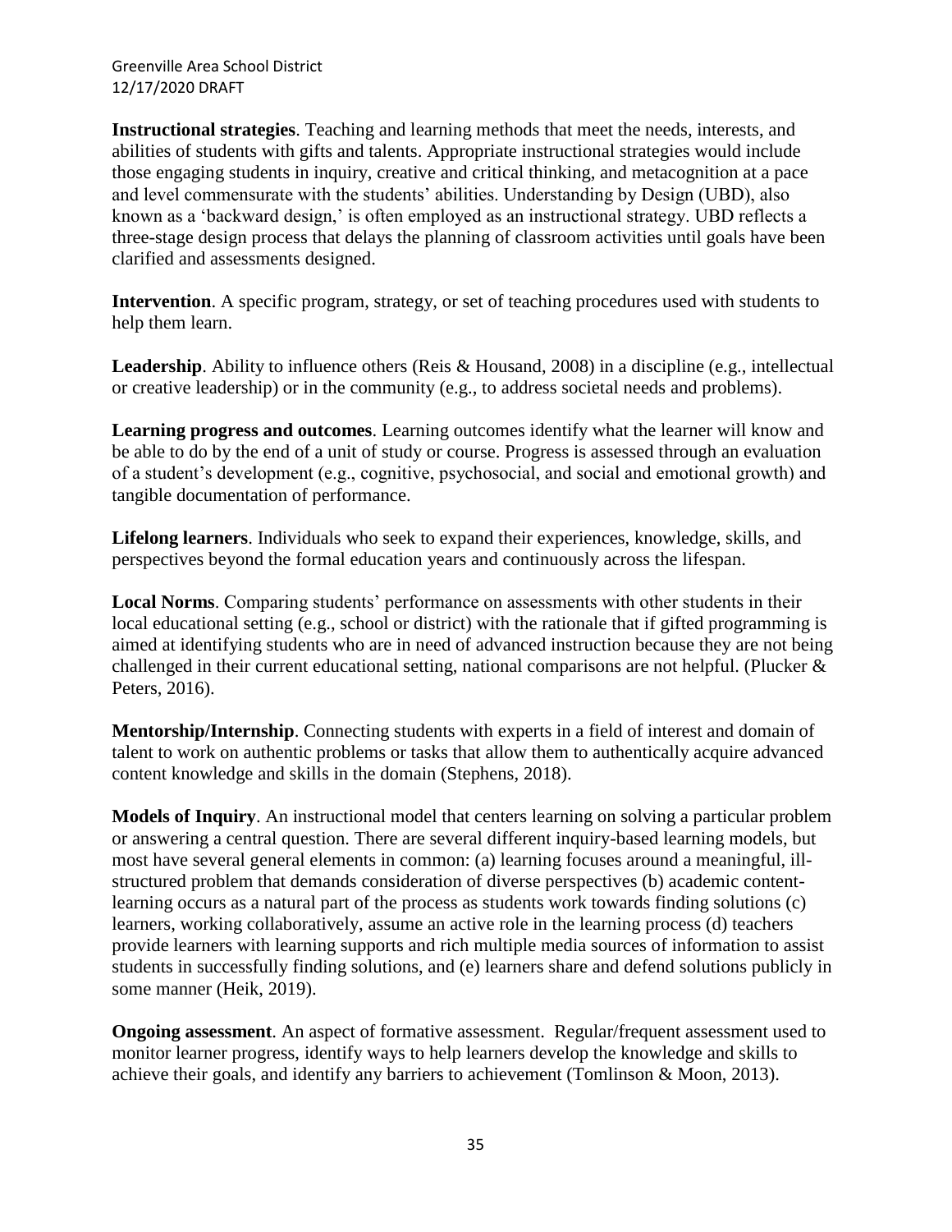**Instructional strategies**. Teaching and learning methods that meet the needs, interests, and abilities of students with gifts and talents. Appropriate instructional strategies would include those engaging students in inquiry, creative and critical thinking, and metacognition at a pace and level commensurate with the students' abilities. Understanding by Design (UBD), also known as a 'backward design,' is often employed as an instructional strategy. UBD reflects a three-stage design process that delays the planning of classroom activities until goals have been clarified and assessments designed.

**Intervention**. A specific program, strategy, or set of teaching procedures used with students to help them learn.

**Leadership**. Ability to influence others (Reis & Housand, 2008) in a discipline (e.g., intellectual or creative leadership) or in the community (e.g., to address societal needs and problems).

**Learning progress and outcomes**. Learning outcomes identify what the learner will know and be able to do by the end of a unit of study or course. Progress is assessed through an evaluation of a student's development (e.g., cognitive, psychosocial, and social and emotional growth) and tangible documentation of performance.

**Lifelong learners**. Individuals who seek to expand their experiences, knowledge, skills, and perspectives beyond the formal education years and continuously across the lifespan.

**Local Norms**. Comparing students' performance on assessments with other students in their local educational setting (e.g., school or district) with the rationale that if gifted programming is aimed at identifying students who are in need of advanced instruction because they are not being challenged in their current educational setting, national comparisons are not helpful. (Plucker & Peters, 2016).

**Mentorship/Internship**. Connecting students with experts in a field of interest and domain of talent to work on authentic problems or tasks that allow them to authentically acquire advanced content knowledge and skills in the domain (Stephens, 2018).

**Models of Inquiry**. An instructional model that centers learning on solving a particular problem or answering a central question. There are several different inquiry-based learning models, but most have several general elements in common: (a) learning focuses around a meaningful, ill-structured problem that demands consideration of diverse perspectives (b) academic content-learning occurs as a natural part of the process as students work towards finding solutions (c) learners, working collaboratively, assume an active role in the learning process (d) teachers provide learners with learning supports and rich multiple media sources of information to assist students in successfully finding solutions, and (e) learners share and defend solutions publicly in some manner (Heik, 2019).

**Ongoing assessment**. An aspect of formative assessment. Regular/frequent assessment used to monitor learner progress, identify ways to help learners develop the knowledge and skills to achieve their goals, and identify any barriers to achievement (Tomlinson & Moon, 2013).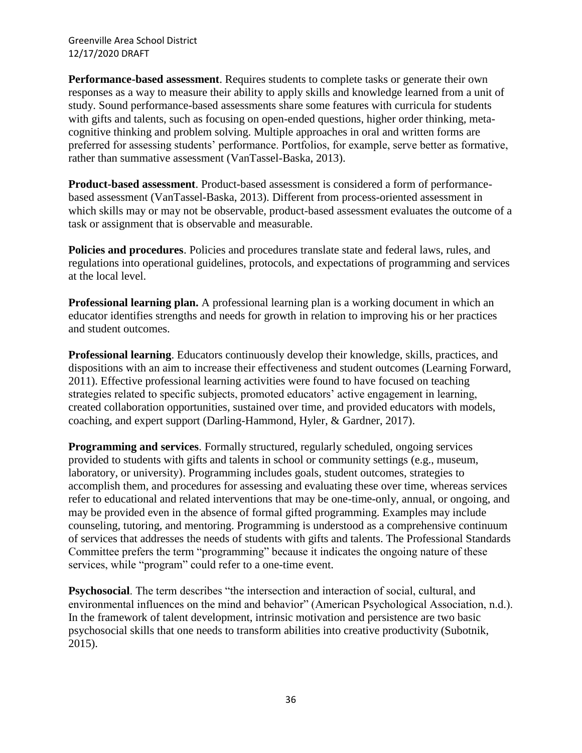**Performance-based assessment**. Requires students to complete tasks or generate their own responses as a way to measure their ability to apply skills and knowledge learned from a unit of study. Sound performance-based assessments share some features with curricula for students with gifts and talents, such as focusing on open-ended questions, higher order thinking, meta-cognitive thinking and problem solving. Multiple approaches in oral and written forms are preferred for assessing students' performance. Portfolios, for example, serve better as formative, rather than summative assessment (VanTassel-Baska, 2013).

**Product-based assessment**. Product-based assessment is considered a form of performance-based assessment (VanTassel-Baska, 2013). Different from process-oriented assessment in which skills may or may not be observable, product-based assessment evaluates the outcome of a task or assignment that is observable and measurable.

**Policies and procedures**. Policies and procedures translate state and federal laws, rules, and regulations into operational guidelines, protocols, and expectations of programming and services at the local level.

**Professional learning plan.** A professional learning plan is a working document in which an educator identifies strengths and needs for growth in relation to improving his or her practices and student outcomes.

**Professional learning**. Educators continuously develop their knowledge, skills, practices, and dispositions with an aim to increase their effectiveness and student outcomes (Learning Forward, 2011). Effective professional learning activities were found to have focused on teaching strategies related to specific subjects, promoted educators' active engagement in learning, created collaboration opportunities, sustained over time, and provided educators with models, coaching, and expert support (Darling-Hammond, Hyler, & Gardner, 2017).

**Programming and services**. Formally structured, regularly scheduled, ongoing services provided to students with gifts and talents in school or community settings (e.g., museum, laboratory, or university). Programming includes goals, student outcomes, strategies to accomplish them, and procedures for assessing and evaluating these over time, whereas services refer to educational and related interventions that may be one-time-only, annual, or ongoing, and may be provided even in the absence of formal gifted programming. Examples may include counseling, tutoring, and mentoring. Programming is understood as a comprehensive continuum of services that addresses the needs of students with gifts and talents. The Professional Standards Committee prefers the term "programming" because it indicates the ongoing nature of these services, while "program" could refer to a one-time event.

**Psychosocial**. The term describes "the intersection and interaction of social, cultural, and environmental influences on the mind and behavior" (American Psychological Association, n.d.). In the framework of talent development, intrinsic motivation and persistence are two basic psychosocial skills that one needs to transform abilities into creative productivity (Subotnik, 2015).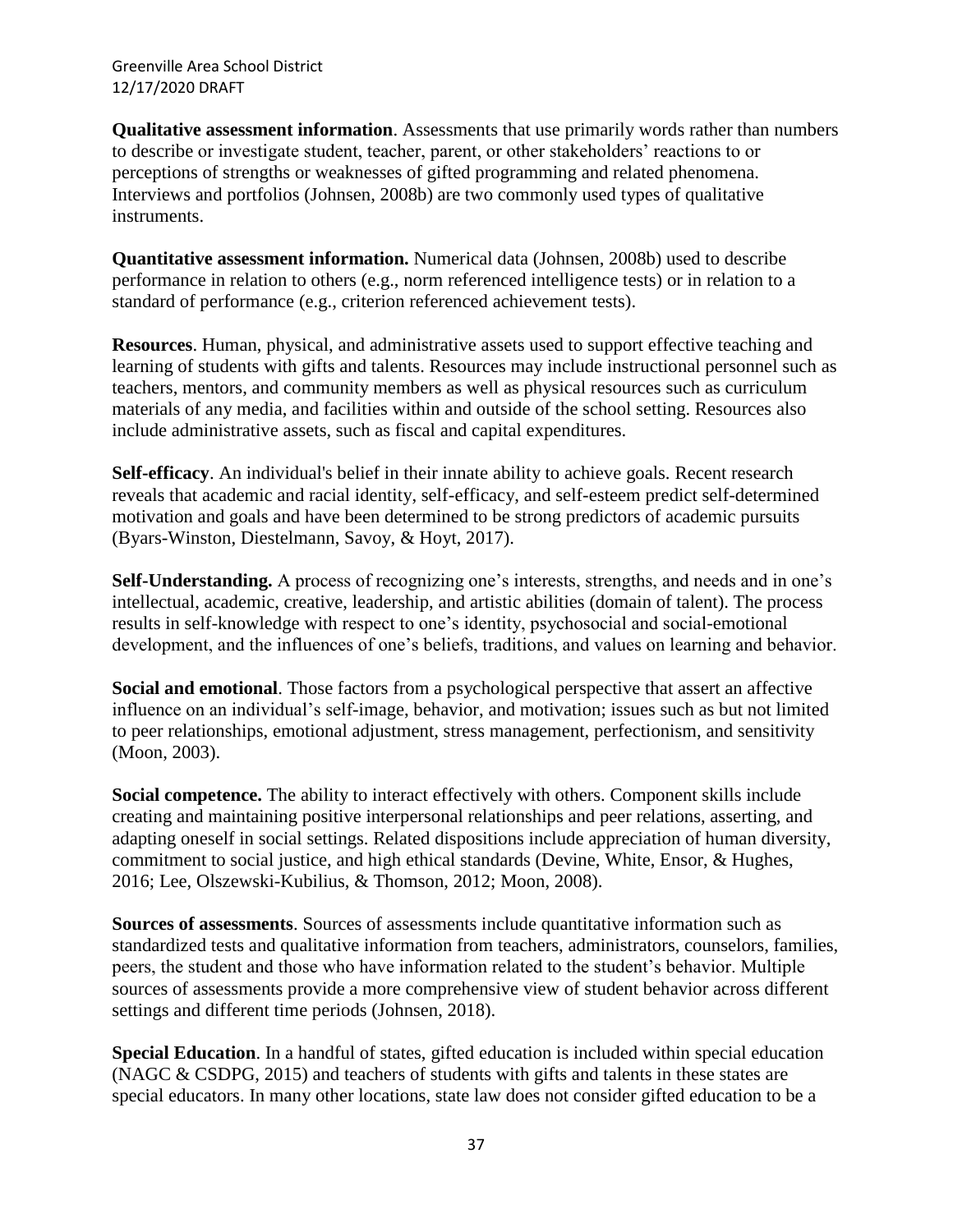**Qualitative assessment information**. Assessments that use primarily words rather than numbers to describe or investigate student, teacher, parent, or other stakeholders' reactions to or perceptions of strengths or weaknesses of gifted programming and related phenomena. Interviews and portfolios (Johnsen, 2008b) are two commonly used types of qualitative instruments.

**Quantitative assessment information.** Numerical data (Johnsen, 2008b) used to describe performance in relation to others (e.g., norm referenced intelligence tests) or in relation to a standard of performance (e.g., criterion referenced achievement tests).

**Resources**. Human, physical, and administrative assets used to support effective teaching and learning of students with gifts and talents. Resources may include instructional personnel such as teachers, mentors, and community members as well as physical resources such as curriculum materials of any media, and facilities within and outside of the school setting. Resources also include administrative assets, such as fiscal and capital expenditures.

**Self-efficacy**. An individual's belief in their innate ability to achieve goals. Recent research reveals that academic and racial identity, self-efficacy, and self-esteem predict self-determined motivation and goals and have been determined to be strong predictors of academic pursuits (Byars-Winston, Diestelmann, Savoy, & Hoyt, 2017).

**Self-Understanding.** A process of recognizing one's interests, strengths, and needs and in one's intellectual, academic, creative, leadership, and artistic abilities (domain of talent). The process results in self-knowledge with respect to one's identity, psychosocial and social-emotional development, and the influences of one's beliefs, traditions, and values on learning and behavior.

**Social and emotional**. Those factors from a psychological perspective that assert an affective influence on an individual's self-image, behavior, and motivation; issues such as but not limited to peer relationships, emotional adjustment, stress management, perfectionism, and sensitivity (Moon, 2003).

**Social competence.** The ability to interact effectively with others. Component skills include creating and maintaining positive interpersonal relationships and peer relations, asserting, and adapting oneself in social settings. Related dispositions include appreciation of human diversity, commitment to social justice, and high ethical standards (Devine, White, Ensor, & Hughes, 2016; Lee, Olszewski-Kubilius, & Thomson, 2012; Moon, 2008).

**Sources of assessments**. Sources of assessments include quantitative information such as standardized tests and qualitative information from teachers, administrators, counselors, families, peers, the student and those who have information related to the student's behavior. Multiple sources of assessments provide a more comprehensive view of student behavior across different settings and different time periods (Johnsen, 2018).

**Special Education**. In a handful of states, gifted education is included within special education (NAGC & CSDPG, 2015) and teachers of students with gifts and talents in these states are special educators. In many other locations, state law does not consider gifted education to be a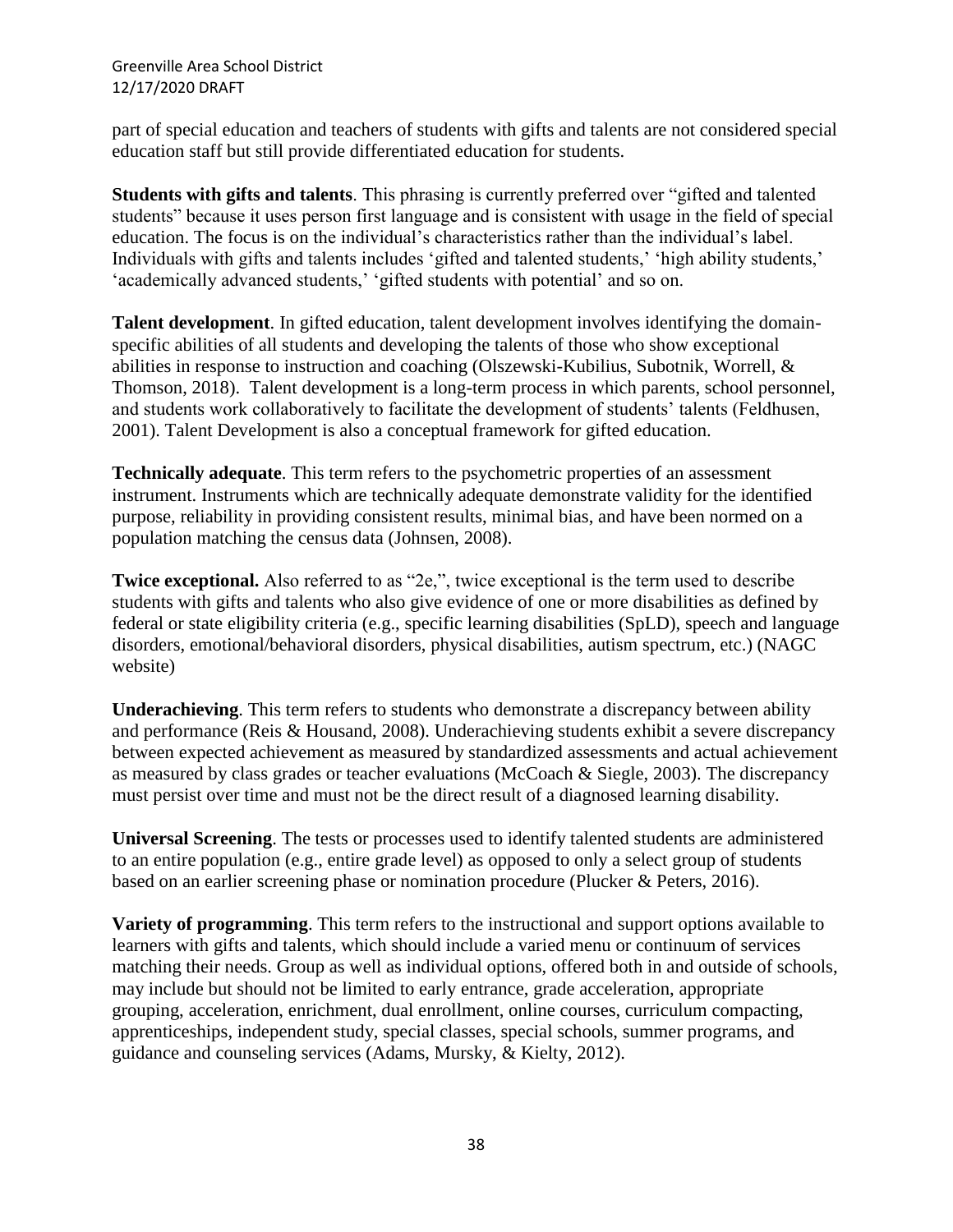part of special education and teachers of students with gifts and talents are not considered special education staff but still provide differentiated education for students.

**Students with gifts and talents**. This phrasing is currently preferred over "gifted and talented students" because it uses person first language and is consistent with usage in the field of special education. The focus is on the individual's characteristics rather than the individual's label. Individuals with gifts and talents includes 'gifted and talented students,' 'high ability students,' 'academically advanced students,' 'gifted students with potential' and so on.

**Talent development**. In gifted education, talent development involves identifying the domain-specific abilities of all students and developing the talents of those who show exceptional abilities in response to instruction and coaching (Olszewski-Kubilius, Subotnik, Worrell, & Thomson, 2018). Talent development is a long-term process in which parents, school personnel, and students work collaboratively to facilitate the development of students' talents (Feldhusen, 2001). Talent Development is also a conceptual framework for gifted education.

**Technically adequate**. This term refers to the psychometric properties of an assessment instrument. Instruments which are technically adequate demonstrate validity for the identified purpose, reliability in providing consistent results, minimal bias, and have been normed on a population matching the census data (Johnsen, 2008).

**Twice exceptional.** Also referred to as "2e,", twice exceptional is the term used to describe students with gifts and talents who also give evidence of one or more disabilities as defined by federal or state eligibility criteria (e.g., specific learning disabilities (SpLD), speech and language disorders, emotional/behavioral disorders, physical disabilities, autism spectrum, etc.) (NAGC website)

**Underachieving**. This term refers to students who demonstrate a discrepancy between ability and performance (Reis & Housand, 2008). Underachieving students exhibit a severe discrepancy between expected achievement as measured by standardized assessments and actual achievement as measured by class grades or teacher evaluations (McCoach & Siegle, 2003). The discrepancy must persist over time and must not be the direct result of a diagnosed learning disability.

**Universal Screening**. The tests or processes used to identify talented students are administered to an entire population (e.g., entire grade level) as opposed to only a select group of students based on an earlier screening phase or nomination procedure (Plucker & Peters, 2016).

**Variety of programming**. This term refers to the instructional and support options available to learners with gifts and talents, which should include a varied menu or continuum of services matching their needs. Group as well as individual options, offered both in and outside of schools, may include but should not be limited to early entrance, grade acceleration, appropriate grouping, acceleration, enrichment, dual enrollment, online courses, curriculum compacting, apprenticeships, independent study, special classes, special schools, summer programs, and guidance and counseling services (Adams, Mursky, & Kielty, 2012).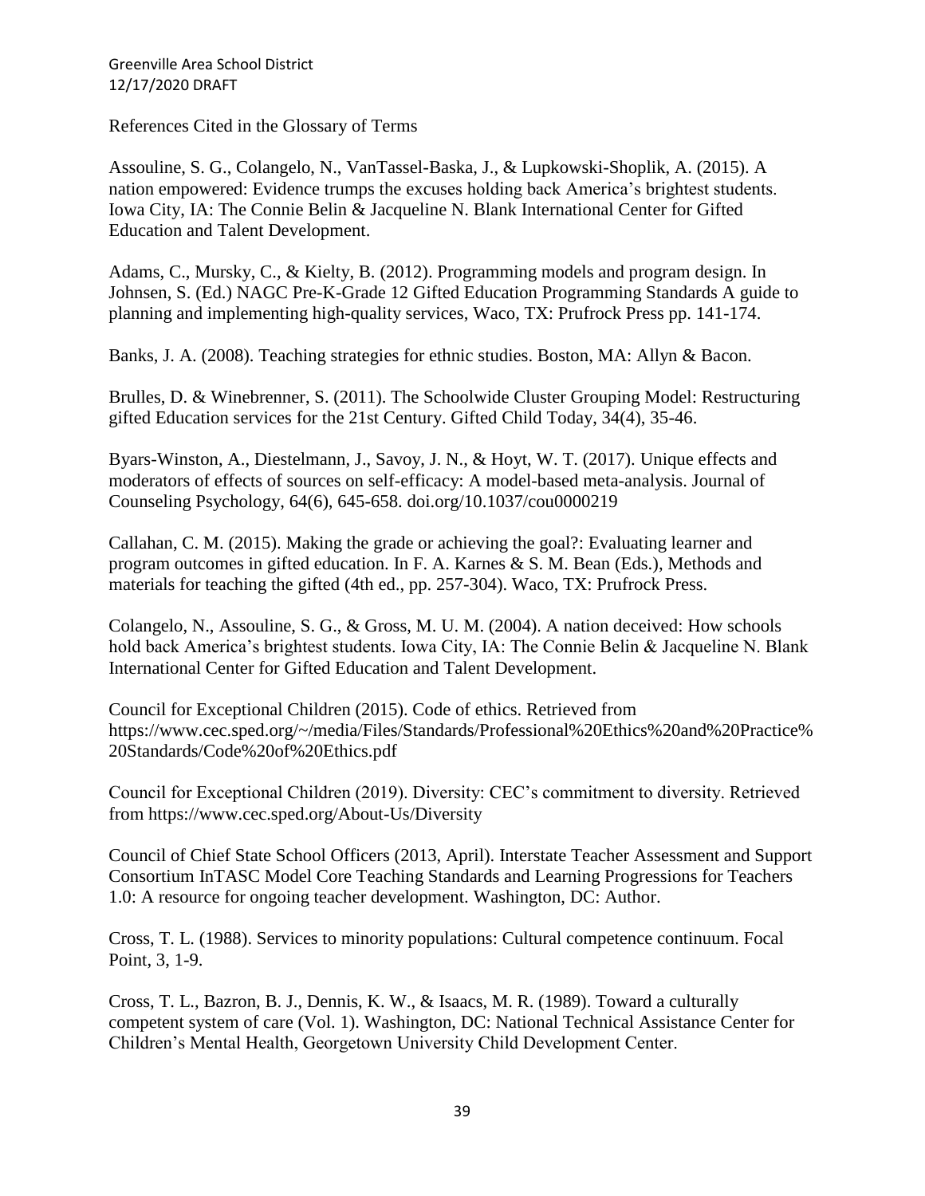References Cited in the Glossary of Terms

Assouline, S. G., Colangelo, N., VanTassel-Baska, J., & Lupkowski-Shoplik, A. (2015). A nation empowered: Evidence trumps the excuses holding back America's brightest students. Iowa City, IA: The Connie Belin & Jacqueline N. Blank International Center for Gifted Education and Talent Development.

Adams, C., Mursky, C., & Kielty, B. (2012). Programming models and program design. In Johnsen, S. (Ed.) NAGC Pre-K-Grade 12 Gifted Education Programming Standards A guide to planning and implementing high-quality services, Waco, TX: Prufrock Press pp. 141-174.

Banks, J. A. (2008). Teaching strategies for ethnic studies. Boston, MA: Allyn & Bacon.

Brulles, D. & Winebrenner, S. (2011). The Schoolwide Cluster Grouping Model: Restructuring gifted Education services for the 21st Century. Gifted Child Today, 34(4), 35-46.

Byars-Winston, A., Diestelmann, J., Savoy, J. N., & Hoyt, W. T. (2017). Unique effects and moderators of effects of sources on self-efficacy: A model-based meta-analysis. Journal of Counseling Psychology, 64(6), 645-658. doi.org/10.1037/cou0000219

Callahan, C. M. (2015). Making the grade or achieving the goal?: Evaluating learner and program outcomes in gifted education. In F. A. Karnes & S. M. Bean (Eds.), Methods and materials for teaching the gifted (4th ed., pp. 257-304). Waco, TX: Prufrock Press.

Colangelo, N., Assouline, S. G., & Gross, M. U. M. (2004). A nation deceived: How schools hold back America's brightest students. Iowa City, IA: The Connie Belin & Jacqueline N. Blank International Center for Gifted Education and Talent Development.

Council for Exceptional Children (2015). Code of ethics. Retrieved from https://www.cec.sped.org/~/media/Files/Standards/Professional%20Ethics%20and%20Practice%20Standards/Code%20of%20Ethics.pdf

Council for Exceptional Children (2019). Diversity: CEC's commitment to diversity. Retrieved from https://www.cec.sped.org/About-Us/Diversity

Council of Chief State School Officers (2013, April). Interstate Teacher Assessment and Support Consortium InTASC Model Core Teaching Standards and Learning Progressions for Teachers 1.0: A resource for ongoing teacher development. Washington, DC: Author.

Cross, T. L. (1988). Services to minority populations: Cultural competence continuum. Focal Point, 3, 1-9.

Cross, T. L., Bazron, B. J., Dennis, K. W., & Isaacs, M. R. (1989). Toward a culturally competent system of care (Vol. 1). Washington, DC: National Technical Assistance Center for Children's Mental Health, Georgetown University Child Development Center.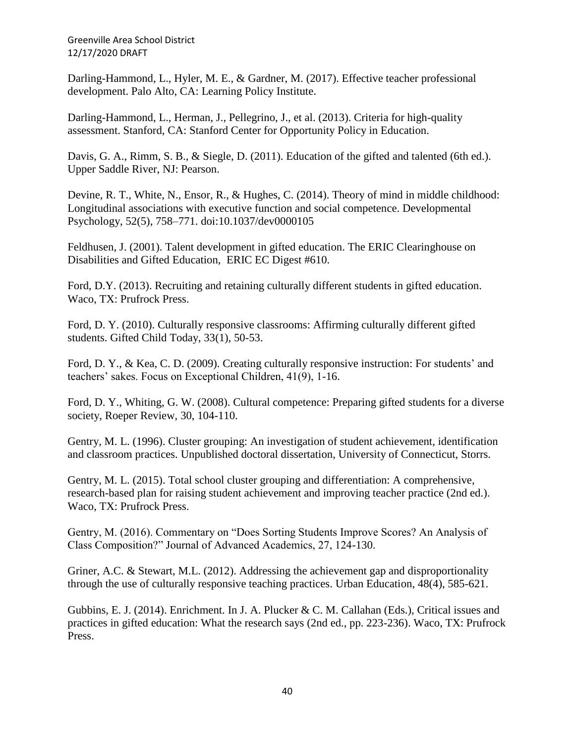Darling-Hammond, L., Hyler, M. E., & Gardner, M. (2017). Effective teacher professional development. Palo Alto, CA: Learning Policy Institute.

Darling-Hammond, L., Herman, J., Pellegrino, J., et al. (2013). Criteria for high-quality assessment. Stanford, CA: Stanford Center for Opportunity Policy in Education.

Davis, G. A., Rimm, S. B., & Siegle, D. (2011). Education of the gifted and talented (6th ed.). Upper Saddle River, NJ: Pearson.

Devine, R. T., White, N., Ensor, R., & Hughes, C. (2014). Theory of mind in middle childhood: Longitudinal associations with executive function and social competence. Developmental Psychology, 52(5), 758–771. doi:10.1037/dev0000105

Feldhusen, J. (2001). Talent development in gifted education. The ERIC Clearinghouse on Disabilities and Gifted Education, ERIC EC Digest #610.

Ford, D.Y. (2013). Recruiting and retaining culturally different students in gifted education. Waco, TX: Prufrock Press.

Ford, D. Y. (2010). Culturally responsive classrooms: Affirming culturally different gifted students. Gifted Child Today, 33(1), 50-53.

Ford, D. Y., & Kea, C. D. (2009). Creating culturally responsive instruction: For students' and teachers' sakes. Focus on Exceptional Children, 41(9), 1-16.

Ford, D. Y., Whiting, G. W. (2008). Cultural competence: Preparing gifted students for a diverse society, Roeper Review, 30, 104-110.

Gentry, M. L. (1996). Cluster grouping: An investigation of student achievement, identification and classroom practices. Unpublished doctoral dissertation, University of Connecticut, Storrs.

Gentry, M. L. (2015). Total school cluster grouping and differentiation: A comprehensive, research-based plan for raising student achievement and improving teacher practice (2nd ed.). Waco, TX: Prufrock Press.

Gentry, M. (2016). Commentary on "Does Sorting Students Improve Scores? An Analysis of Class Composition?" Journal of Advanced Academics, 27, 124-130.

Griner, A.C. & Stewart, M.L. (2012). Addressing the achievement gap and disproportionality through the use of culturally responsive teaching practices. Urban Education, 48(4), 585-621.

Gubbins, E. J. (2014). Enrichment. In J. A. Plucker & C. M. Callahan (Eds.), Critical issues and practices in gifted education: What the research says (2nd ed., pp. 223-236). Waco, TX: Prufrock Press.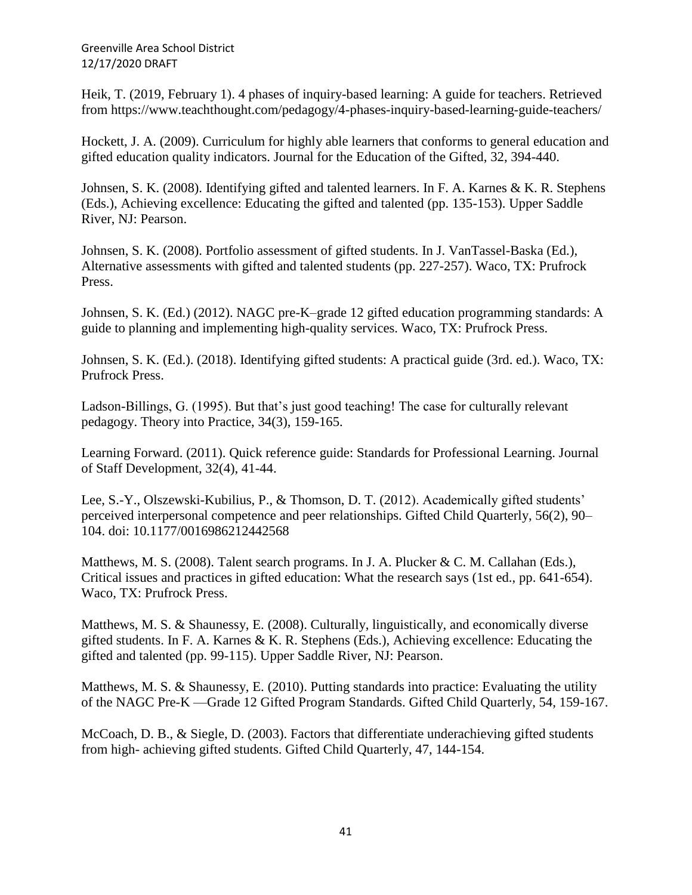Heik, T. (2019, February 1). 4 phases of inquiry-based learning: A guide for teachers. Retrieved from https://www.teachthought.com/pedagogy/4-phases-inquiry-based-learning-guide-teachers/

Hockett, J. A. (2009). Curriculum for highly able learners that conforms to general education and gifted education quality indicators. Journal for the Education of the Gifted, 32, 394-440.

Johnsen, S. K. (2008). Identifying gifted and talented learners. In F. A. Karnes & K. R. Stephens (Eds.), Achieving excellence: Educating the gifted and talented (pp. 135-153). Upper Saddle River, NJ: Pearson.

Johnsen, S. K. (2008). Portfolio assessment of gifted students. In J. VanTassel-Baska (Ed.), Alternative assessments with gifted and talented students (pp. 227-257). Waco, TX: Prufrock Press.

Johnsen, S. K. (Ed.) (2012). NAGC pre-K–grade 12 gifted education programming standards: A guide to planning and implementing high-quality services. Waco, TX: Prufrock Press.

Johnsen, S. K. (Ed.). (2018). Identifying gifted students: A practical guide (3rd. ed.). Waco, TX: Prufrock Press.

Ladson-Billings, G. (1995). But that's just good teaching! The case for culturally relevant pedagogy. Theory into Practice, 34(3), 159-165.

Learning Forward. (2011). Quick reference guide: Standards for Professional Learning. Journal of Staff Development, 32(4), 41-44.

Lee, S.-Y., Olszewski-Kubilius, P., & Thomson, D. T. (2012). Academically gifted students' perceived interpersonal competence and peer relationships. Gifted Child Quarterly, 56(2), 90–104. doi: 10.1177/0016986212442568

Matthews, M. S. (2008). Talent search programs. In J. A. Plucker & C. M. Callahan (Eds.), Critical issues and practices in gifted education: What the research says (1st ed., pp. 641-654). Waco, TX: Prufrock Press.

Matthews, M. S. & Shaunessy, E. (2008). Culturally, linguistically, and economically diverse gifted students. In F. A. Karnes & K. R. Stephens (Eds.), Achieving excellence: Educating the gifted and talented (pp. 99-115). Upper Saddle River, NJ: Pearson.

Matthews, M. S. & Shaunessy, E. (2010). Putting standards into practice: Evaluating the utility of the NAGC Pre-K —Grade 12 Gifted Program Standards. Gifted Child Quarterly, 54, 159-167.

McCoach, D. B., & Siegle, D. (2003). Factors that differentiate underachieving gifted students from high- achieving gifted students. Gifted Child Quarterly, 47, 144-154.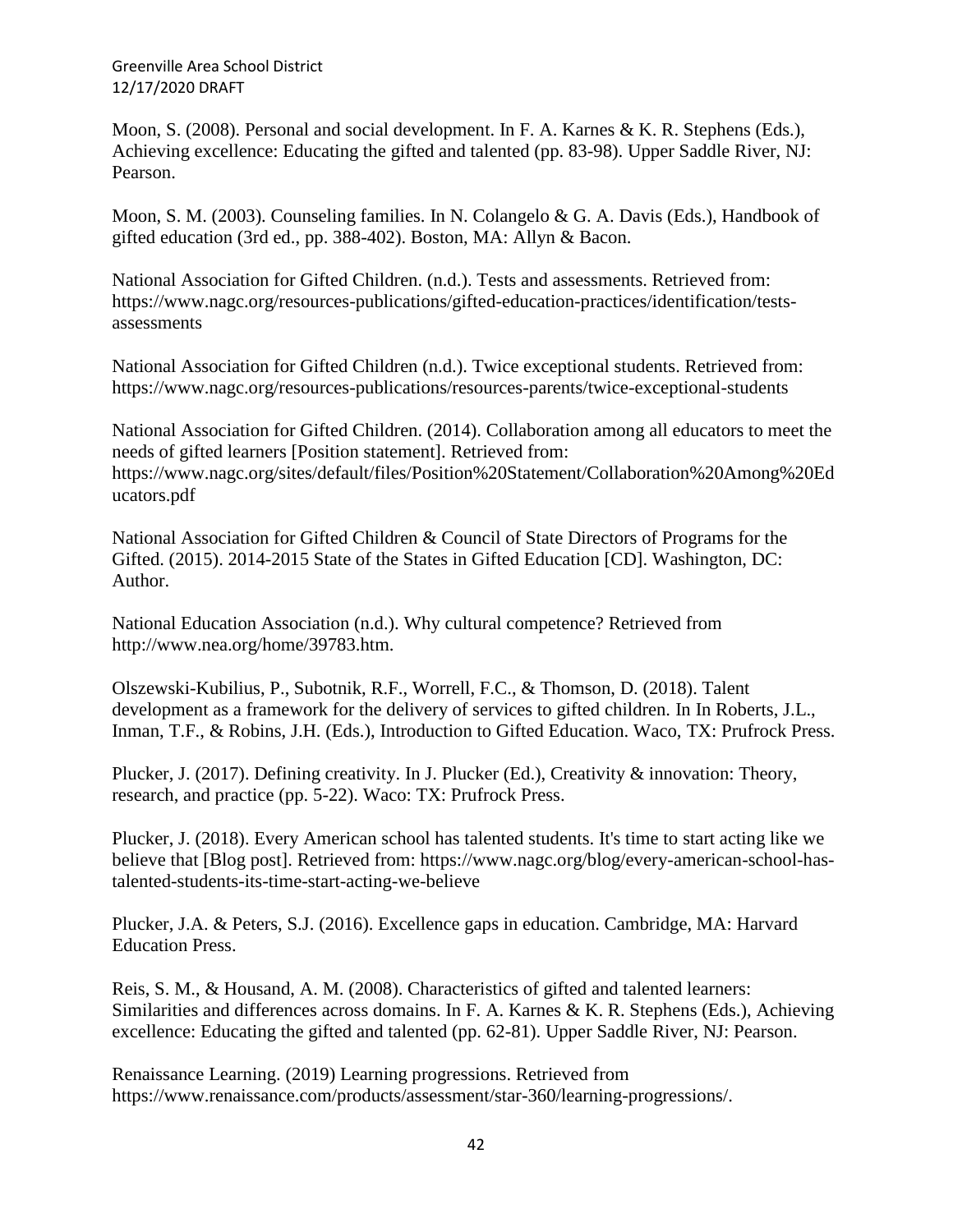Moon, S. (2008). Personal and social development. In F. A. Karnes & K. R. Stephens (Eds.), Achieving excellence: Educating the gifted and talented (pp. 83-98). Upper Saddle River, NJ: Pearson.

Moon, S. M. (2003). Counseling families. In N. Colangelo & G. A. Davis (Eds.), Handbook of gifted education (3rd ed., pp. 388-402). Boston, MA: Allyn & Bacon.

National Association for Gifted Children. (n.d.). Tests and assessments. Retrieved from: https://www.nagc.org/resources-publications/gifted-education-practices/identification/tests-assessments

National Association for Gifted Children (n.d.). Twice exceptional students. Retrieved from: https://www.nagc.org/resources-publications/resources-parents/twice-exceptional-students

National Association for Gifted Children. (2014). Collaboration among all educators to meet the needs of gifted learners [Position statement]. Retrieved from: https://www.nagc.org/sites/default/files/Position%20Statement/Collaboration%20Among%20Educators.pdf

National Association for Gifted Children & Council of State Directors of Programs for the Gifted. (2015). 2014-2015 State of the States in Gifted Education [CD]. Washington, DC: Author.

National Education Association (n.d.). Why cultural competence? Retrieved from http://www.nea.org/home/39783.htm.

Olszewski-Kubilius, P., Subotnik, R.F., Worrell, F.C., & Thomson, D. (2018). Talent development as a framework for the delivery of services to gifted children. In In Roberts, J.L., Inman, T.F., & Robins, J.H. (Eds.), Introduction to Gifted Education. Waco, TX: Prufrock Press.

Plucker, J. (2017). Defining creativity. In J. Plucker (Ed.), Creativity & innovation: Theory, research, and practice (pp. 5-22). Waco: TX: Prufrock Press.

Plucker, J. (2018). Every American school has talented students. It's time to start acting like we believe that [Blog post]. Retrieved from: https://www.nagc.org/blog/every-american-school-has-talented-students-its-time-start-acting-we-believe

Plucker, J.A. & Peters, S.J. (2016). Excellence gaps in education. Cambridge, MA: Harvard Education Press.

Reis, S. M., & Housand, A. M. (2008). Characteristics of gifted and talented learners: Similarities and differences across domains. In F. A. Karnes & K. R. Stephens (Eds.), Achieving excellence: Educating the gifted and talented (pp. 62-81). Upper Saddle River, NJ: Pearson.

Renaissance Learning. (2019) Learning progressions. Retrieved from https://www.renaissance.com/products/assessment/star-360/learning-progressions/.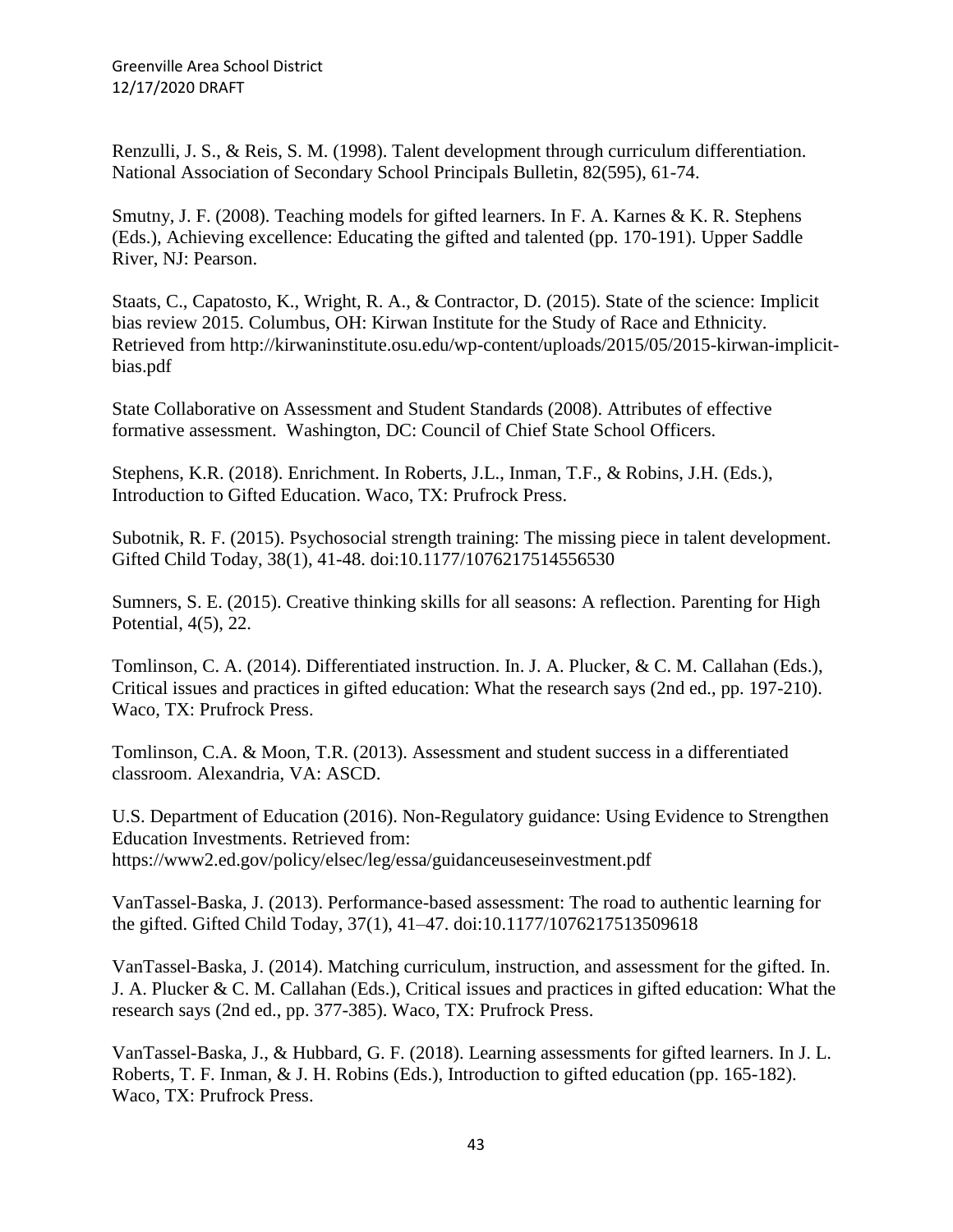Renzulli, J. S., & Reis, S. M. (1998). Talent development through curriculum differentiation. National Association of Secondary School Principals Bulletin, 82(595), 61-74.

Smutny, J. F. (2008). Teaching models for gifted learners. In F. A. Karnes & K. R. Stephens (Eds.), Achieving excellence: Educating the gifted and talented (pp. 170-191). Upper Saddle River, NJ: Pearson.

Staats, C., Capatosto, K., Wright, R. A., & Contractor, D. (2015). State of the science: Implicit bias review 2015. Columbus, OH: Kirwan Institute for the Study of Race and Ethnicity. Retrieved from http://kirwaninstitute.osu.edu/wp-content/uploads/2015/05/2015-kirwan-implicit-bias.pdf

State Collaborative on Assessment and Student Standards (2008). Attributes of effective formative assessment. Washington, DC: Council of Chief State School Officers.

Stephens, K.R. (2018). Enrichment. In Roberts, J.L., Inman, T.F., & Robins, J.H. (Eds.), Introduction to Gifted Education. Waco, TX: Prufrock Press.

Subotnik, R. F. (2015). Psychosocial strength training: The missing piece in talent development. Gifted Child Today, 38(1), 41-48. doi:10.1177/1076217514556530

Sumners, S. E. (2015). Creative thinking skills for all seasons: A reflection. Parenting for High Potential, 4(5), 22.

Tomlinson, C. A. (2014). Differentiated instruction. In. J. A. Plucker, & C. M. Callahan (Eds.), Critical issues and practices in gifted education: What the research says (2nd ed., pp. 197-210). Waco, TX: Prufrock Press.

Tomlinson, C.A. & Moon, T.R. (2013). Assessment and student success in a differentiated classroom. Alexandria, VA: ASCD.

U.S. Department of Education (2016). Non-Regulatory guidance: Using Evidence to Strengthen Education Investments. Retrieved from: https://www2.ed.gov/policy/elsec/leg/essa/guidanceuseseinvestment.pdf

VanTassel-Baska, J. (2013). Performance-based assessment: The road to authentic learning for the gifted. Gifted Child Today, 37(1), 41–47. doi:10.1177/1076217513509618

VanTassel-Baska, J. (2014). Matching curriculum, instruction, and assessment for the gifted. In. J. A. Plucker & C. M. Callahan (Eds.), Critical issues and practices in gifted education: What the research says (2nd ed., pp. 377-385). Waco, TX: Prufrock Press.

VanTassel-Baska, J., & Hubbard, G. F. (2018). Learning assessments for gifted learners. In J. L. Roberts, T. F. Inman, & J. H. Robins (Eds.), Introduction to gifted education (pp. 165-182). Waco, TX: Prufrock Press.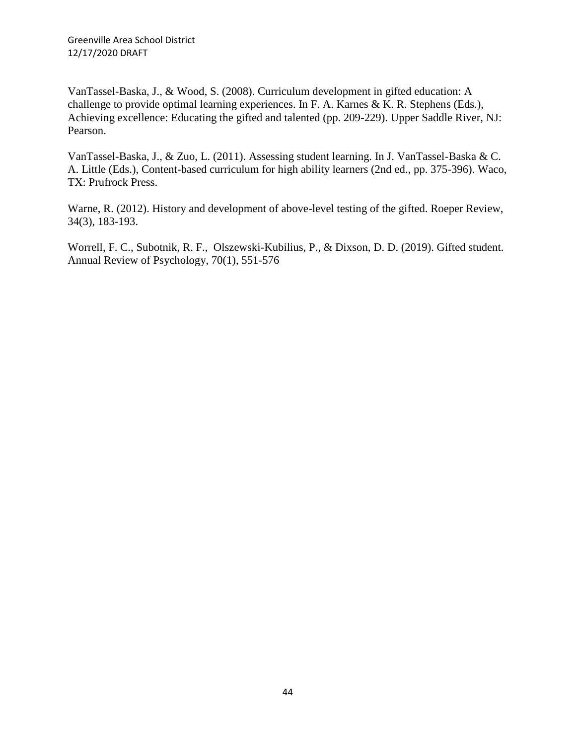VanTassel-Baska, J., & Wood, S. (2008). Curriculum development in gifted education: A challenge to provide optimal learning experiences. In F. A. Karnes & K. R. Stephens (Eds.), Achieving excellence: Educating the gifted and talented (pp. 209-229). Upper Saddle River, NJ: Pearson.

VanTassel-Baska, J., & Zuo, L. (2011). Assessing student learning. In J. VanTassel-Baska & C. A. Little (Eds.), Content-based curriculum for high ability learners (2nd ed., pp. 375-396). Waco, TX: Prufrock Press.

Warne, R. (2012). History and development of above-level testing of the gifted. Roeper Review, 34(3), 183-193.

Worrell, F. C., Subotnik, R. F., Olszewski-Kubilius, P., & Dixson, D. D. (2019). Gifted student. Annual Review of Psychology, 70(1), 551-576